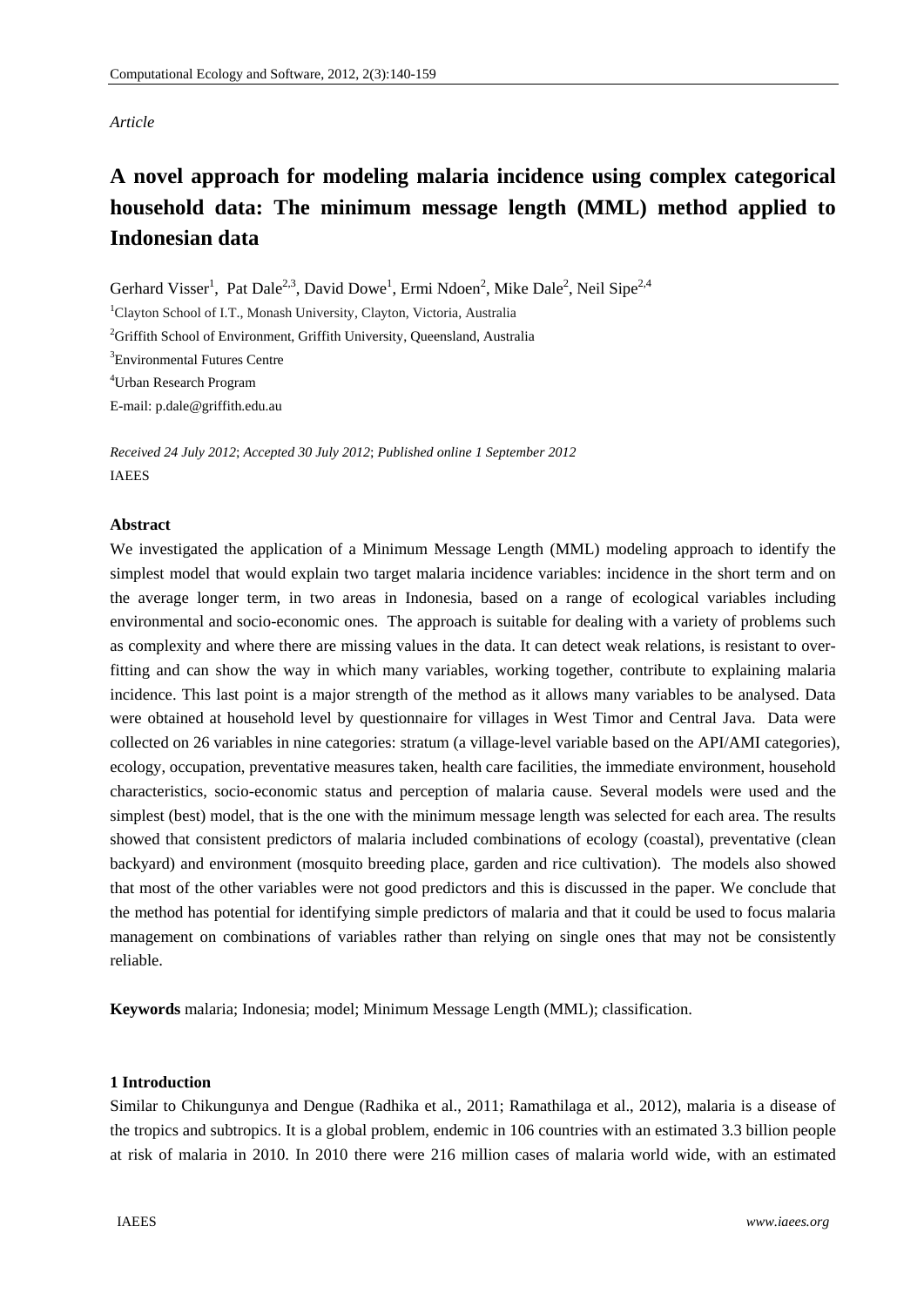*Article*

# A novel approach for modeling malaria incidence using complex categorical household data: The minimum message length (MML) method applied to Indonesian data

Gerhard Visser[1], Pat Dale[2,3], David Dowe[1], Ermi Ndoen[2], Mike Dale[2], Neil Sipe[2,4]

[1]Clayton School of I.T., Monash University, Clayton, Victoria, Australia

[2]Griffith School of Environment, Griffith University, Queensland, Australia

[3]Environmental Futures Centre

[4]Urban Research Program

E-mail: p.dale@griffith.edu.au

*Received 24 July 2012*; *Accepted 30 July 2012*; *Published online 1 September 2012*

IAEES

## Abstract

We investigated the application of a Minimum Message Length (MML) modeling approach to identify the simplest model that would explain two target malaria incidence variables: incidence in the short term and on the average longer term, in two areas in Indonesia, based on a range of ecological variables including environmental and socio-economic ones. The approach is suitable for dealing with a variety of problems such as complexity and where there are missing values in the data. It can detect weak relations, is resistant to over-fitting and can show the way in which many variables, working together, contribute to explaining malaria incidence. This last point is a major strength of the method as it allows many variables to be analysed. Data were obtained at household level by questionnaire for villages in West Timor and Central Java. Data were collected on 26 variables in nine categories: stratum (a village-level variable based on the API/AMI categories), ecology, occupation, preventative measures taken, health care facilities, the immediate environment, household characteristics, socio-economic status and perception of malaria cause. Several models were used and the simplest (best) model, that is the one with the minimum message length was selected for each area. The results showed that consistent predictors of malaria included combinations of ecology (coastal), preventative (clean backyard) and environment (mosquito breeding place, garden and rice cultivation). The models also showed that most of the other variables were not good predictors and this is discussed in the paper. We conclude that the method has potential for identifying simple predictors of malaria and that it could be used to focus malaria management on combinations of variables rather than relying on single ones that may not be consistently reliable.

**Keywords** malaria; Indonesia; model; Minimum Message Length (MML); classification.

## 1 Introduction

Similar to Chikungunya and Dengue (Radhika et al., 2011; Ramathilaga et al., 2012), malaria is a disease of the tropics and subtropics. It is a global problem, endemic in 106 countries with an estimated 3.3 billion people at risk of malaria in 2010. In 2010 there were 216 million cases of malaria world wide, with an estimated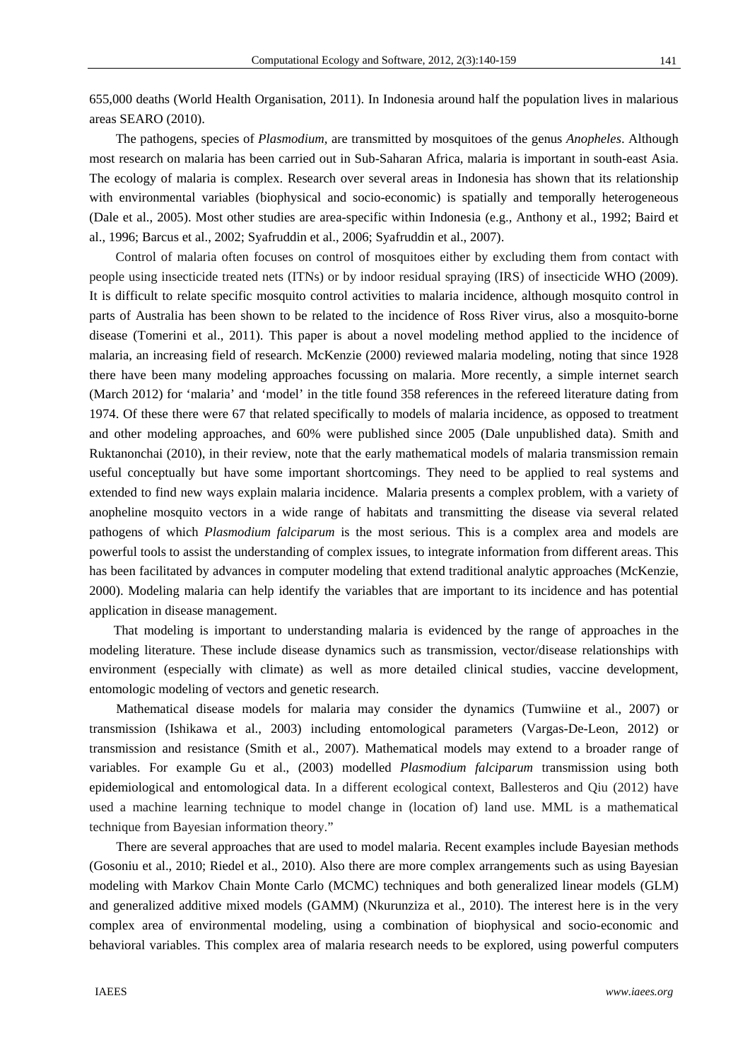655,000 deaths (World Health Organisation, 2011). In Indonesia around half the population lives in malarious areas SEARO (2010).

The pathogens, species of *Plasmodium,* are transmitted by mosquitoes of the genus *Anopheles*. Although most research on malaria has been carried out in Sub-Saharan Africa, malaria is important in south-east Asia. The ecology of malaria is complex. Research over several areas in Indonesia has shown that its relationship with environmental variables (biophysical and socio-economic) is spatially and temporally heterogeneous (Dale et al., 2005). Most other studies are area-specific within Indonesia (e.g., Anthony et al., 1992; Baird et al., 1996; Barcus et al., 2002; Syafruddin et al., 2006; Syafruddin et al., 2007).

Control of malaria often focuses on control of mosquitoes either by excluding them from contact with people using insecticide treated nets (ITNs) or by indoor residual spraying (IRS) of insecticide WHO (2009). It is difficult to relate specific mosquito control activities to malaria incidence, although mosquito control in parts of Australia has been shown to be related to the incidence of Ross River virus, also a mosquito-borne disease (Tomerini et al., 2011). This paper is about a novel modeling method applied to the incidence of malaria, an increasing field of research. McKenzie (2000) reviewed malaria modeling, noting that since 1928 there have been many modeling approaches focussing on malaria. More recently, a simple internet search (March 2012) for 'malaria' and 'model' in the title found 358 references in the refereed literature dating from 1974. Of these there were 67 that related specifically to models of malaria incidence, as opposed to treatment and other modeling approaches, and 60% were published since 2005 (Dale unpublished data). Smith and Ruktanonchai (2010), in their review, note that the early mathematical models of malaria transmission remain useful conceptually but have some important shortcomings. They need to be applied to real systems and extended to find new ways explain malaria incidence. Malaria presents a complex problem, with a variety of anopheline mosquito vectors in a wide range of habitats and transmitting the disease via several related pathogens of which *Plasmodium falciparum* is the most serious. This is a complex area and models are powerful tools to assist the understanding of complex issues, to integrate information from different areas. This has been facilitated by advances in computer modeling that extend traditional analytic approaches (McKenzie, 2000). Modeling malaria can help identify the variables that are important to its incidence and has potential application in disease management.

That modeling is important to understanding malaria is evidenced by the range of approaches in the modeling literature. These include disease dynamics such as transmission, vector/disease relationships with environment (especially with climate) as well as more detailed clinical studies, vaccine development, entomologic modeling of vectors and genetic research.

Mathematical disease models for malaria may consider the dynamics (Tumwiine et al., 2007) or transmission (Ishikawa et al., 2003) including entomological parameters (Vargas-De-Leon, 2012) or transmission and resistance (Smith et al., 2007). Mathematical models may extend to a broader range of variables. For example Gu et al., (2003) modelled *Plasmodium falciparum* transmission using both epidemiological and entomological data. In a different ecological context, Ballesteros and Qiu (2012) have used a machine learning technique to model change in (location of) land use. MML is a mathematical technique from Bayesian information theory."

There are several approaches that are used to model malaria. Recent examples include Bayesian methods (Gosoniu et al., 2010; Riedel et al., 2010). Also there are more complex arrangements such as using Bayesian modeling with Markov Chain Monte Carlo (MCMC) techniques and both generalized linear models (GLM) and generalized additive mixed models (GAMM) (Nkurunziza et al., 2010). The interest here is in the very complex area of environmental modeling, using a combination of biophysical and socio-economic and behavioral variables. This complex area of malaria research needs to be explored, using powerful computers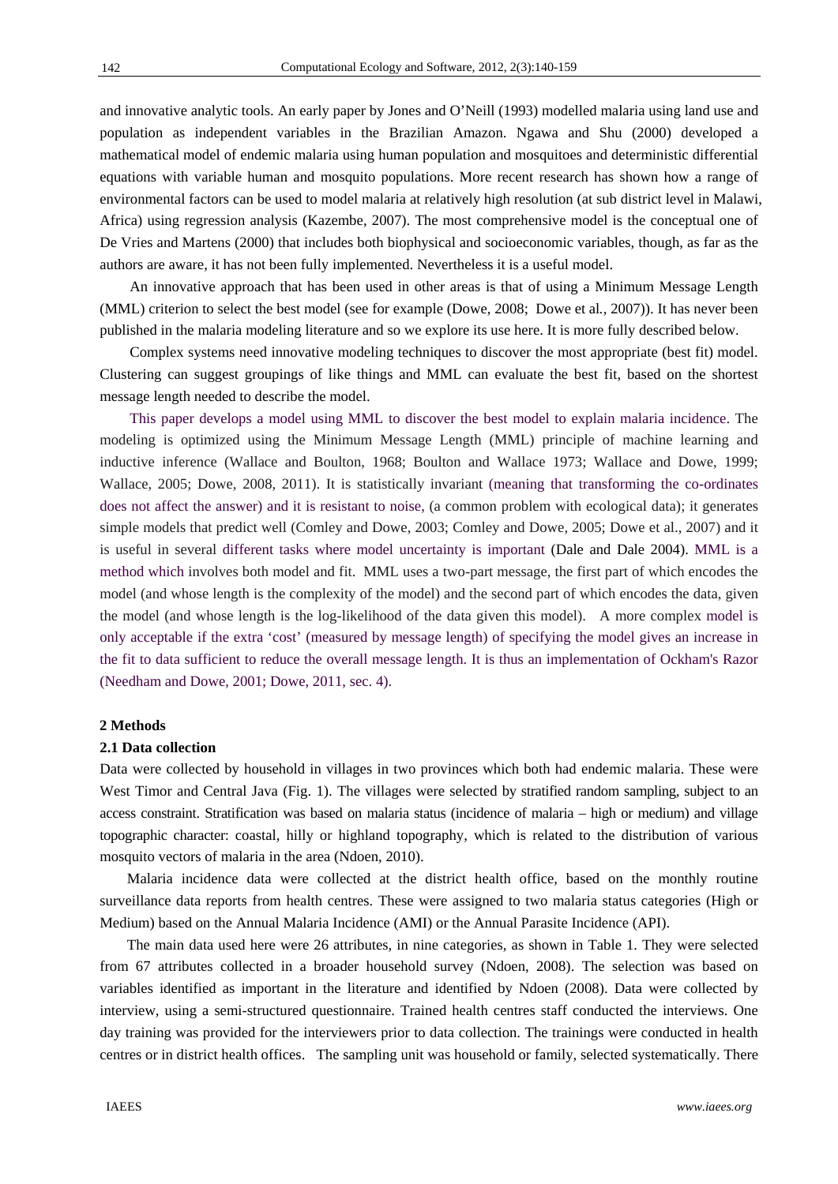and innovative analytic tools. An early paper by Jones and O'Neill (1993) modelled malaria using land use and population as independent variables in the Brazilian Amazon. Ngawa and Shu (2000) developed a mathematical model of endemic malaria using human population and mosquitoes and deterministic differential equations with variable human and mosquito populations. More recent research has shown how a range of environmental factors can be used to model malaria at relatively high resolution (at sub district level in Malawi, Africa) using regression analysis (Kazembe, 2007). The most comprehensive model is the conceptual one of De Vries and Martens (2000) that includes both biophysical and socioeconomic variables, though, as far as the authors are aware, it has not been fully implemented. Nevertheless it is a useful model.

An innovative approach that has been used in other areas is that of using a Minimum Message Length (MML) criterion to select the best model (see for example (Dowe, 2008; Dowe et al*.*, 2007)). It has never been published in the malaria modeling literature and so we explore its use here. It is more fully described below.

Complex systems need innovative modeling techniques to discover the most appropriate (best fit) model. Clustering can suggest groupings of like things and MML can evaluate the best fit, based on the shortest message length needed to describe the model.

This paper develops a model using MML to discover the best model to explain malaria incidence. The modeling is optimized using the Minimum Message Length (MML) principle of machine learning and inductive inference (Wallace and Boulton, 1968; Boulton and Wallace 1973; Wallace and Dowe, 1999; Wallace, 2005; Dowe, 2008, 2011). It is statistically invariant (meaning that transforming the co-ordinates does not affect the answer) and it is resistant to noise, (a common problem with ecological data); it generates simple models that predict well (Comley and Dowe, 2003; Comley and Dowe, 2005; Dowe et al., 2007) and it is useful in several different tasks where model uncertainty is important (Dale and Dale 2004). MML is a method which involves both model and fit. MML uses a two-part message, the first part of which encodes the model (and whose length is the complexity of the model) and the second part of which encodes the data, given the model (and whose length is the log-likelihood of the data given this model). A more complex model is only acceptable if the extra 'cost' (measured by message length) of specifying the model gives an increase in the fit to data sufficient to reduce the overall message length. It is thus an implementation of Ockham's Razor (Needham and Dowe, 2001; Dowe, 2011, sec. 4).

## 2 Methods

### 2.1 Data collection

Data were collected by household in villages in two provinces which both had endemic malaria. These were West Timor and Central Java (Fig. 1). The villages were selected by stratified random sampling, subject to an access constraint. Stratification was based on malaria status (incidence of malaria – high or medium) and village topographic character: coastal, hilly or highland topography, which is related to the distribution of various mosquito vectors of malaria in the area (Ndoen, 2010).

Malaria incidence data were collected at the district health office, based on the monthly routine surveillance data reports from health centres. These were assigned to two malaria status categories (High or Medium) based on the Annual Malaria Incidence (AMI) or the Annual Parasite Incidence (API).

The main data used here were 26 attributes, in nine categories, as shown in Table 1. They were selected from 67 attributes collected in a broader household survey (Ndoen, 2008). The selection was based on variables identified as important in the literature and identified by Ndoen (2008). Data were collected by interview, using a semi-structured questionnaire. Trained health centres staff conducted the interviews. One day training was provided for the interviewers prior to data collection. The trainings were conducted in health centres or in district health offices. The sampling unit was household or family, selected systematically. There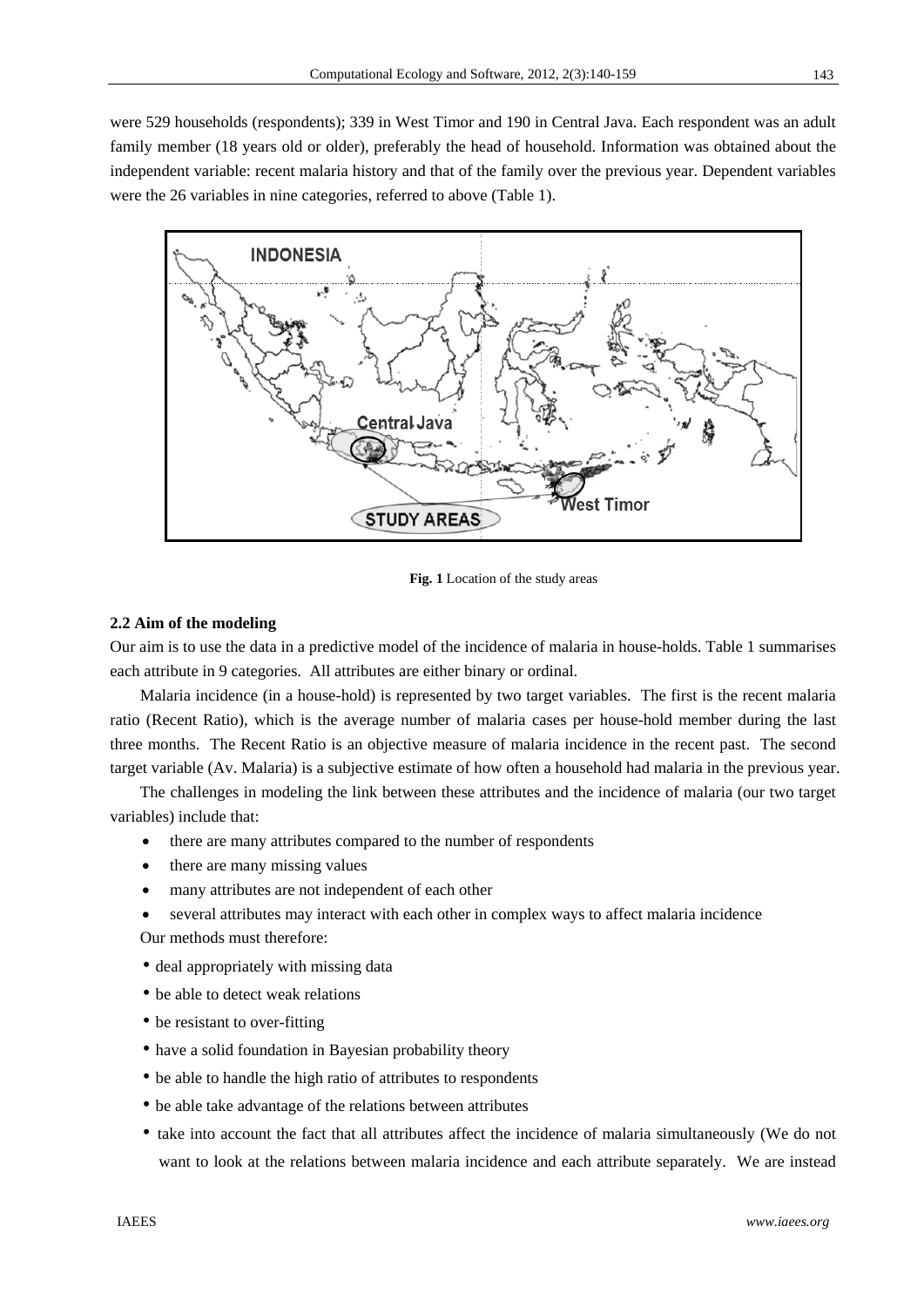were 529 households (respondents); 339 in West Timor and 190 in Central Java. Each respondent was an adult family member (18 years old or older), preferably the head of household. Information was obtained about the independent variable: recent malaria history and that of the family over the previous year. Dependent variables were the 26 variables in nine categories, referred to above (Table 1).

**Fig. 1** Location of the study areas

### 2.2 Aim of the modeling

Our aim is to use the data in a predictive model of the incidence of malaria in house-holds. Table 1 summarises each attribute in 9 categories. All attributes are either binary or ordinal.

Malaria incidence (in a house-hold) is represented by two target variables. The first is the recent malaria ratio (Recent Ratio), which is the average number of malaria cases per house-hold member during the last three months. The Recent Ratio is an objective measure of malaria incidence in the recent past. The second target variable (Av. Malaria) is a subjective estimate of how often a household had malaria in the previous year.

The challenges in modeling the link between these attributes and the incidence of malaria (our two target variables) include that:

- there are many attributes compared to the number of respondents
- there are many missing values
- many attributes are not independent of each other
- several attributes may interact with each other in complex ways to affect malaria incidence

Our methods must therefore:

- deal appropriately with missing data
- be able to detect weak relations
- be resistant to over-fitting
- have a solid foundation in Bayesian probability theory
- be able to handle the high ratio of attributes to respondents
- be able take advantage of the relations between attributes
- take into account the fact that all attributes affect the incidence of malaria simultaneously (We do not want to look at the relations between malaria incidence and each attribute separately. We are instead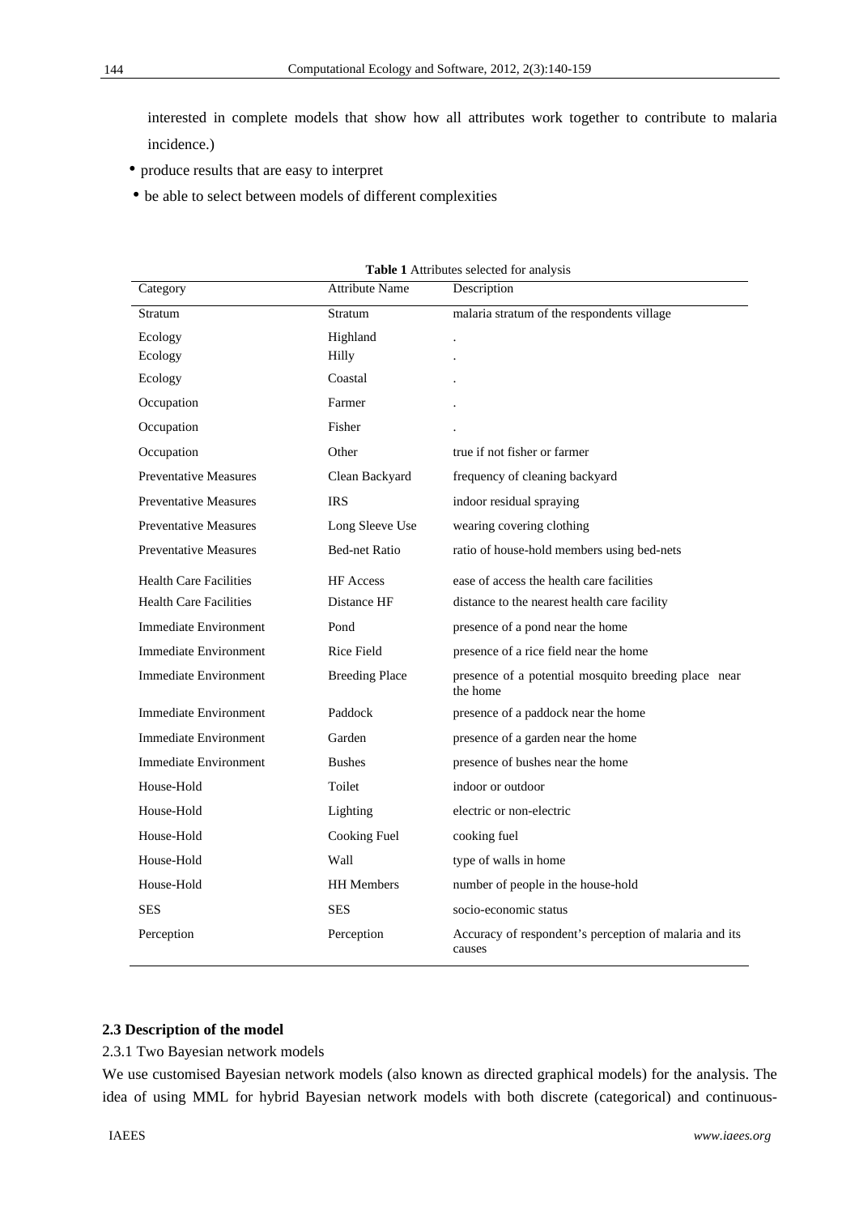interested in complete models that show how all attributes work together to contribute to malaria incidence.)

- produce results that are easy to interpret
- be able to select between models of different complexities

**Table 1** Attributes selected for analysis

| Category | Attribute Name | Description |
|---|---|---|
| Stratum | Stratum | malaria stratum of the respondents village |
| Ecology | Highland | . |
| Ecology | Hilly | . |
| Ecology | Coastal | . |
| Occupation | Farmer | . |
| Occupation | Fisher | . |
| Occupation | Other | true if not fisher or farmer |
| Preventative Measures | Clean Backyard | frequency of cleaning backyard |
| Preventative Measures | IRS | indoor residual spraying |
| Preventative Measures | Long Sleeve Use | wearing covering clothing |
| Preventative Measures | Bed-net Ratio | ratio of house-hold members using bed-nets |
| Health Care Facilities | HF Access | ease of access the health care facilities |
| Health Care Facilities | Distance HF | distance to the nearest health care facility |
| Immediate Environment | Pond | presence of a pond near the home |
| Immediate Environment | Rice Field | presence of a rice field near the home |
| Immediate Environment | Breeding Place | presence of a potential mosquito breeding place near the home |
| Immediate Environment | Paddock | presence of a paddock near the home |
| Immediate Environment | Garden | presence of a garden near the home |
| Immediate Environment | Bushes | presence of bushes near the home |
| House-Hold | Toilet | indoor or outdoor |
| House-Hold | Lighting | electric or non-electric |
| House-Hold | Cooking Fuel | cooking fuel |
| House-Hold | Wall | type of walls in home |
| House-Hold | HH Members | number of people in the house-hold |
| SES | SES | socio-economic status |
| Perception | Perception | Accuracy of respondent's perception of malaria and its causes |

### 2.3 Description of the model

2.3.1 Two Bayesian network models

We use customised Bayesian network models (also known as directed graphical models) for the analysis. The idea of using MML for hybrid Bayesian network models with both discrete (categorical) and continuous-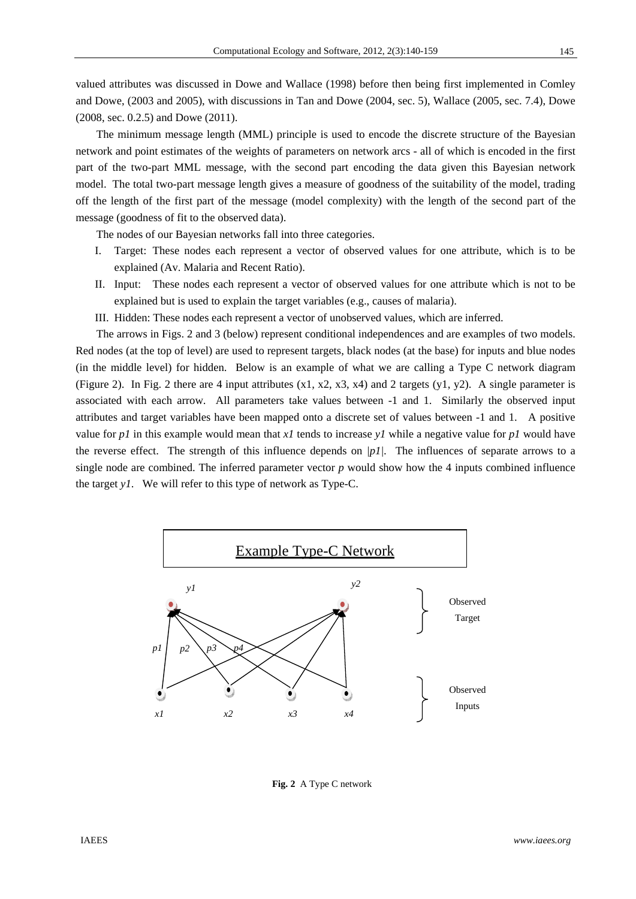valued attributes was discussed in Dowe and Wallace (1998) before then being first implemented in Comley and Dowe, (2003 and 2005), with discussions in Tan and Dowe (2004, sec. 5), Wallace (2005, sec. 7.4), Dowe (2008, sec. 0.2.5) and Dowe (2011).

The minimum message length (MML) principle is used to encode the discrete structure of the Bayesian network and point estimates of the weights of parameters on network arcs - all of which is encoded in the first part of the two-part MML message, with the second part encoding the data given this Bayesian network model. The total two-part message length gives a measure of goodness of the suitability of the model, trading off the length of the first part of the message (model complexity) with the length of the second part of the message (goodness of fit to the observed data).

The nodes of our Bayesian networks fall into three categories.

I. Target: These nodes each represent a vector of observed values for one attribute, which is to be explained (Av. Malaria and Recent Ratio).

II. Input: These nodes each represent a vector of observed values for one attribute which is not to be explained but is used to explain the target variables (e.g., causes of malaria).

III. Hidden: These nodes each represent a vector of unobserved values, which are inferred.

The arrows in Figs. 2 and 3 (below) represent conditional independences and are examples of two models. Red nodes (at the top of level) are used to represent targets, black nodes (at the base) for inputs and blue nodes (in the middle level) for hidden. Below is an example of what we are calling a Type C network diagram (Figure 2). In Fig. 2 there are 4 input attributes (x1, x2, x3, x4) and 2 targets (y1, y2). A single parameter is associated with each arrow. All parameters take values between -1 and 1. Similarly the observed input attributes and target variables have been mapped onto a discrete set of values between -1 and 1. A positive value for *p1* in this example would mean that *x1* tends to increase *y1* while a negative value for *p1* would have the reverse effect. The strength of this influence depends on $|p1|$. The influences of separate arrows to a single node are combined. The inferred parameter vector *p* would show how the 4 inputs combined influence the target *y1*. We will refer to this type of network as Type-C.

Example Type-C Network

*y1* *y2* Observed Target

*p1* *p2* *p3* *p4*

*x1* *x2* *x3* *x4* Observed Inputs

**Fig. 2** A Type C network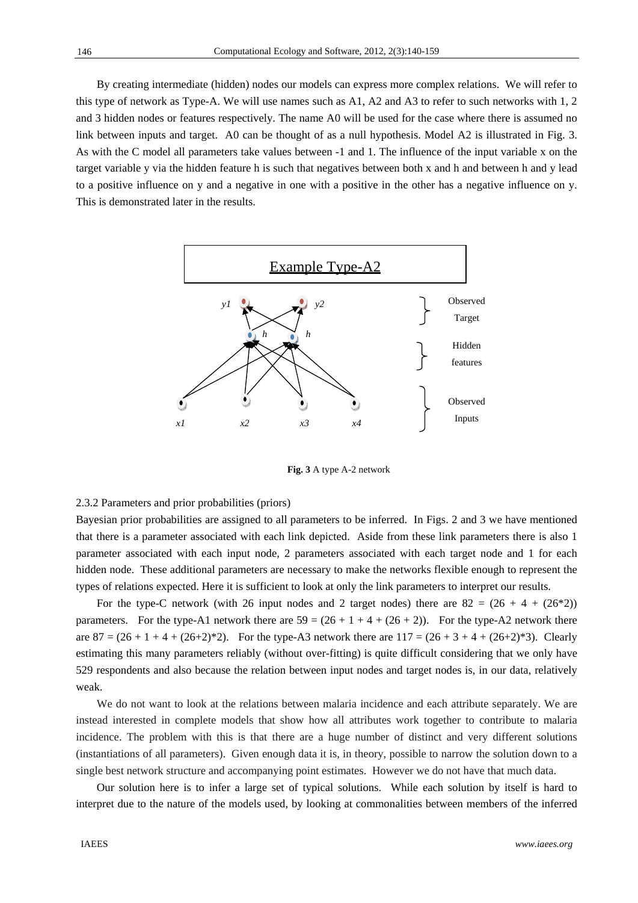By creating intermediate (hidden) nodes our models can express more complex relations. We will refer to this type of network as Type-A. We will use names such as A1, A2 and A3 to refer to such networks with 1, 2 and 3 hidden nodes or features respectively. The name A0 will be used for the case where there is assumed no link between inputs and target. A0 can be thought of as a null hypothesis. Model A2 is illustrated in Fig. 3. As with the C model all parameters take values between -1 and 1. The influence of the input variable x on the target variable y via the hidden feature h is such that negatives between both x and h and between h and y lead to a positive influence on y and a negative in one with a positive in the other has a negative influence on y. This is demonstrated later in the results.

Example Type-A2

*y1* *y2* — Observed Target

*h* *h* — Hidden features

*x1* *x2* *x3* *x4* — Observed Inputs

**Fig. 3** A type A-2 network

2.3.2 Parameters and prior probabilities (priors)

Bayesian prior probabilities are assigned to all parameters to be inferred. In Figs. 2 and 3 we have mentioned that there is a parameter associated with each link depicted. Aside from these link parameters there is also 1 parameter associated with each input node, 2 parameters associated with each target node and 1 for each hidden node. These additional parameters are necessary to make the networks flexible enough to represent the types of relations expected. Here it is sufficient to look at only the link parameters to interpret our results.

For the type-C network (with 26 input nodes and 2 target nodes) there are $82 = (26 + 4 + (26*2))$ parameters. For the type-A1 network there are $59 = (26 + 1 + 4 + (26 + 2))$. For the type-A2 network there are $87 = (26 + 1 + 4 + (26+2)*2)$. For the type-A3 network there are $117 = (26 + 3 + 4 + (26+2)*3)$. Clearly estimating this many parameters reliably (without over-fitting) is quite difficult considering that we only have 529 respondents and also because the relation between input nodes and target nodes is, in our data, relatively weak.

We do not want to look at the relations between malaria incidence and each attribute separately. We are instead interested in complete models that show how all attributes work together to contribute to malaria incidence. The problem with this is that there are a huge number of distinct and very different solutions (instantiations of all parameters). Given enough data it is, in theory, possible to narrow the solution down to a single best network structure and accompanying point estimates. However we do not have that much data.

Our solution here is to infer a large set of typical solutions. While each solution by itself is hard to interpret due to the nature of the models used, by looking at commonalities between members of the inferred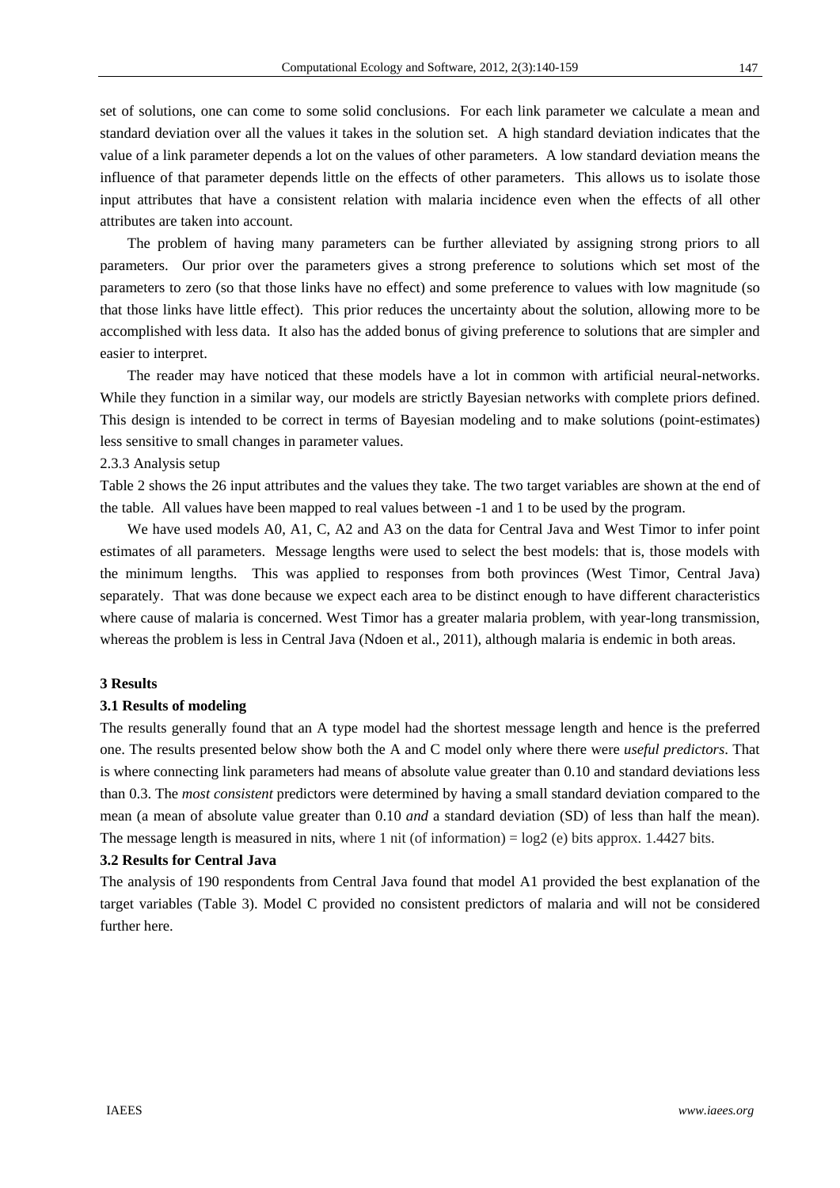set of solutions, one can come to some solid conclusions. For each link parameter we calculate a mean and standard deviation over all the values it takes in the solution set. A high standard deviation indicates that the value of a link parameter depends a lot on the values of other parameters. A low standard deviation means the influence of that parameter depends little on the effects of other parameters. This allows us to isolate those input attributes that have a consistent relation with malaria incidence even when the effects of all other attributes are taken into account.

The problem of having many parameters can be further alleviated by assigning strong priors to all parameters. Our prior over the parameters gives a strong preference to solutions which set most of the parameters to zero (so that those links have no effect) and some preference to values with low magnitude (so that those links have little effect). This prior reduces the uncertainty about the solution, allowing more to be accomplished with less data. It also has the added bonus of giving preference to solutions that are simpler and easier to interpret.

The reader may have noticed that these models have a lot in common with artificial neural-networks. While they function in a similar way, our models are strictly Bayesian networks with complete priors defined. This design is intended to be correct in terms of Bayesian modeling and to make solutions (point-estimates) less sensitive to small changes in parameter values.

2.3.3 Analysis setup

Table 2 shows the 26 input attributes and the values they take. The two target variables are shown at the end of the table. All values have been mapped to real values between -1 and 1 to be used by the program.

We have used models A0, A1, C, A2 and A3 on the data for Central Java and West Timor to infer point estimates of all parameters. Message lengths were used to select the best models: that is, those models with the minimum lengths. This was applied to responses from both provinces (West Timor, Central Java) separately. That was done because we expect each area to be distinct enough to have different characteristics where cause of malaria is concerned. West Timor has a greater malaria problem, with year-long transmission, whereas the problem is less in Central Java (Ndoen et al., 2011), although malaria is endemic in both areas.

## 3 Results

### 3.1 Results of modeling

The results generally found that an A type model had the shortest message length and hence is the preferred one. The results presented below show both the A and C model only where there were *useful predictors*. That is where connecting link parameters had means of absolute value greater than 0.10 and standard deviations less than 0.3. The *most consistent* predictors were determined by having a small standard deviation compared to the mean (a mean of absolute value greater than 0.10 *and* a standard deviation (SD) of less than half the mean). The message length is measured in nits, where 1 nit (of information) = log2 (e) bits approx. 1.4427 bits.

### 3.2 Results for Central Java

The analysis of 190 respondents from Central Java found that model A1 provided the best explanation of the target variables (Table 3). Model C provided no consistent predictors of malaria and will not be considered further here.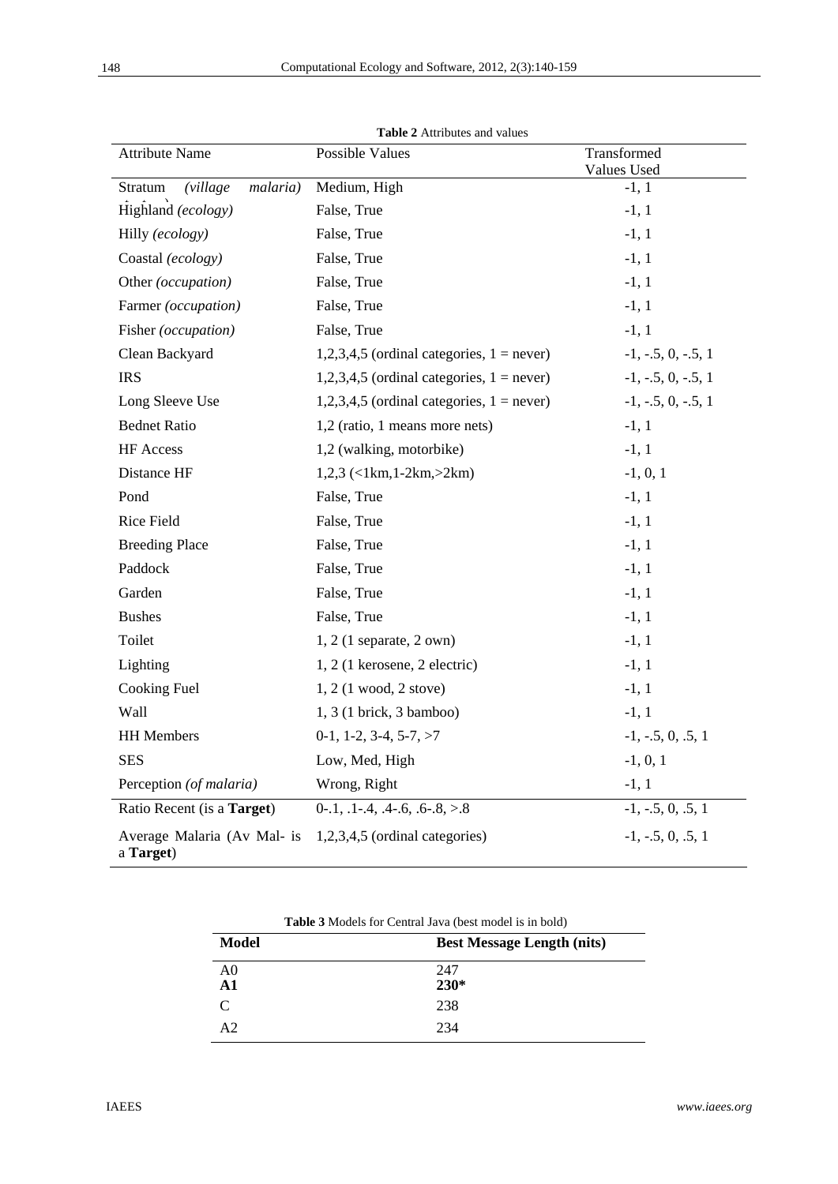**Table 2** Attributes and values

| Attribute Name | Possible Values | Transformed Values Used |
|---|---|---|
| Stratum *(village malaria)* | Medium, High | -1, 1 |
| Highland *(ecology)* | False, True | -1, 1 |
| Hilly *(ecology)* | False, True | -1, 1 |
| Coastal *(ecology)* | False, True | -1, 1 |
| Other *(occupation)* | False, True | -1, 1 |
| Farmer *(occupation)* | False, True | -1, 1 |
| Fisher *(occupation)* | False, True | -1, 1 |
| Clean Backyard | 1,2,3,4,5 (ordinal categories, 1 = never) | -1, -.5, 0, -.5, 1 |
| IRS | 1,2,3,4,5 (ordinal categories, 1 = never) | -1, -.5, 0, -.5, 1 |
| Long Sleeve Use | 1,2,3,4,5 (ordinal categories, 1 = never) | -1, -.5, 0, -.5, 1 |
| Bednet Ratio | 1,2 (ratio, 1 means more nets) | -1, 1 |
| HF Access | 1,2 (walking, motorbike) | -1, 1 |
| Distance HF | 1,2,3 (<1km,1-2km,>2km) | -1, 0, 1 |
| Pond | False, True | -1, 1 |
| Rice Field | False, True | -1, 1 |
| Breeding Place | False, True | -1, 1 |
| Paddock | False, True | -1, 1 |
| Garden | False, True | -1, 1 |
| Bushes | False, True | -1, 1 |
| Toilet | 1, 2 (1 separate, 2 own) | -1, 1 |
| Lighting | 1, 2 (1 kerosene, 2 electric) | -1, 1 |
| Cooking Fuel | 1, 2 (1 wood, 2 stove) | -1, 1 |
| Wall | 1, 3 (1 brick, 3 bamboo) | -1, 1 |
| HH Members | 0-1, 1-2, 3-4, 5-7, >7 | -1, -.5, 0, .5, 1 |
| SES | Low, Med, High | -1, 0, 1 |
| Perception *(of malaria)* | Wrong, Right | -1, 1 |
| Ratio Recent (is a **Target**) | 0-.1, .1-.4, .4-.6, .6-.8, >.8 | -1, -.5, 0, .5, 1 |
| Average Malaria (Av Mal- is a **Target**) | 1,2,3,4,5 (ordinal categories) | -1, -.5, 0, .5, 1 |

**Table 3** Models for Central Java (best model is in bold)

| **Model** | **Best Message Length (nits)** |
|---|---|
| A0 | 247 |
| **A1** | **230*** |
| C | 238 |
| A2 | 234 |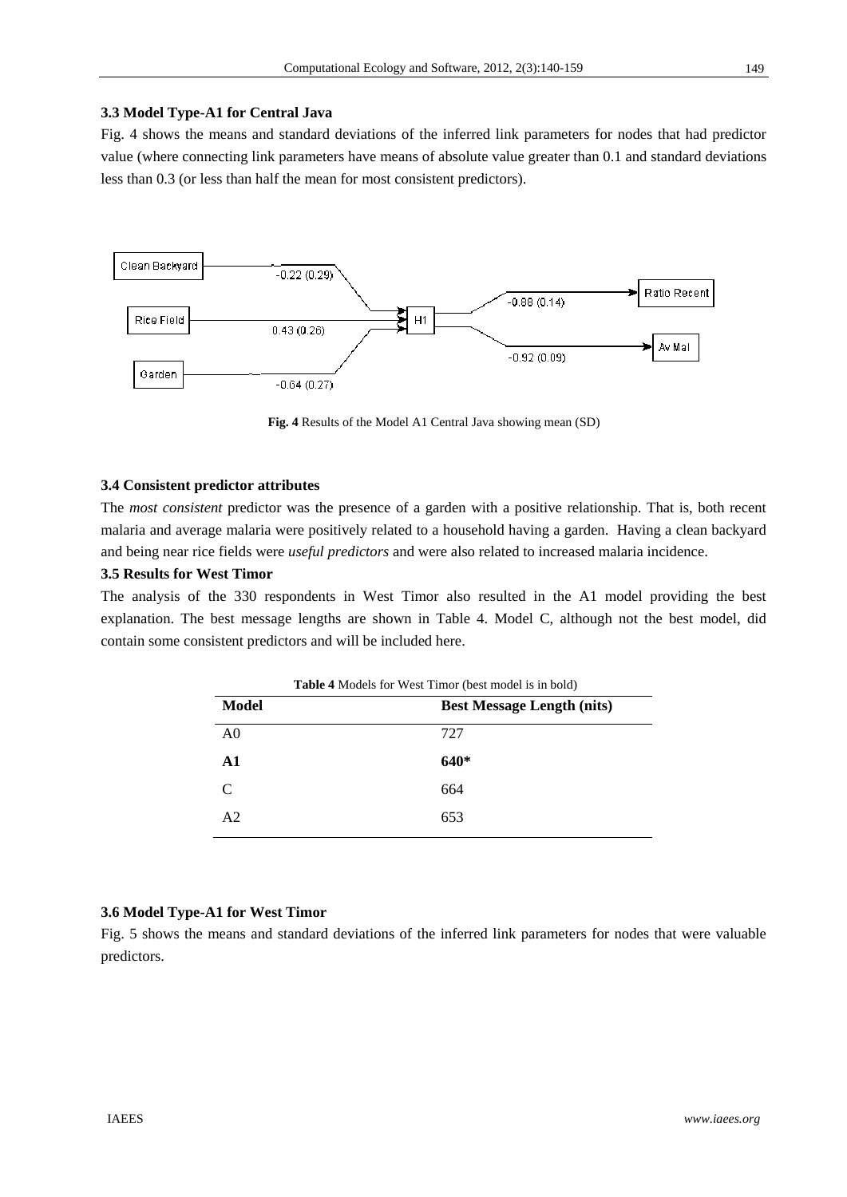### 3.3 Model Type-A1 for Central Java

Fig. 4 shows the means and standard deviations of the inferred link parameters for nodes that had predictor value (where connecting link parameters have means of absolute value greater than 0.1 and standard deviations less than 0.3 (or less than half the mean for most consistent predictors).

**Fig. 4** Results of the Model A1 Central Java showing mean (SD)

### 3.4 Consistent predictor attributes

The *most consistent* predictor was the presence of a garden with a positive relationship. That is, both recent malaria and average malaria were positively related to a household having a garden. Having a clean backyard and being near rice fields were *useful predictors* and were also related to increased malaria incidence.

### 3.5 Results for West Timor

The analysis of the 330 respondents in West Timor also resulted in the A1 model providing the best explanation. The best message lengths are shown in Table 4. Model C, although not the best model, did contain some consistent predictors and will be included here.

**Table 4** Models for West Timor (best model is in bold)

| Model | Best Message Length (nits) |
|---|---|
| A0 | 727 |
| **A1** | **640*** |
| C | 664 |
| A2 | 653 |

### 3.6 Model Type-A1 for West Timor

Fig. 5 shows the means and standard deviations of the inferred link parameters for nodes that were valuable predictors.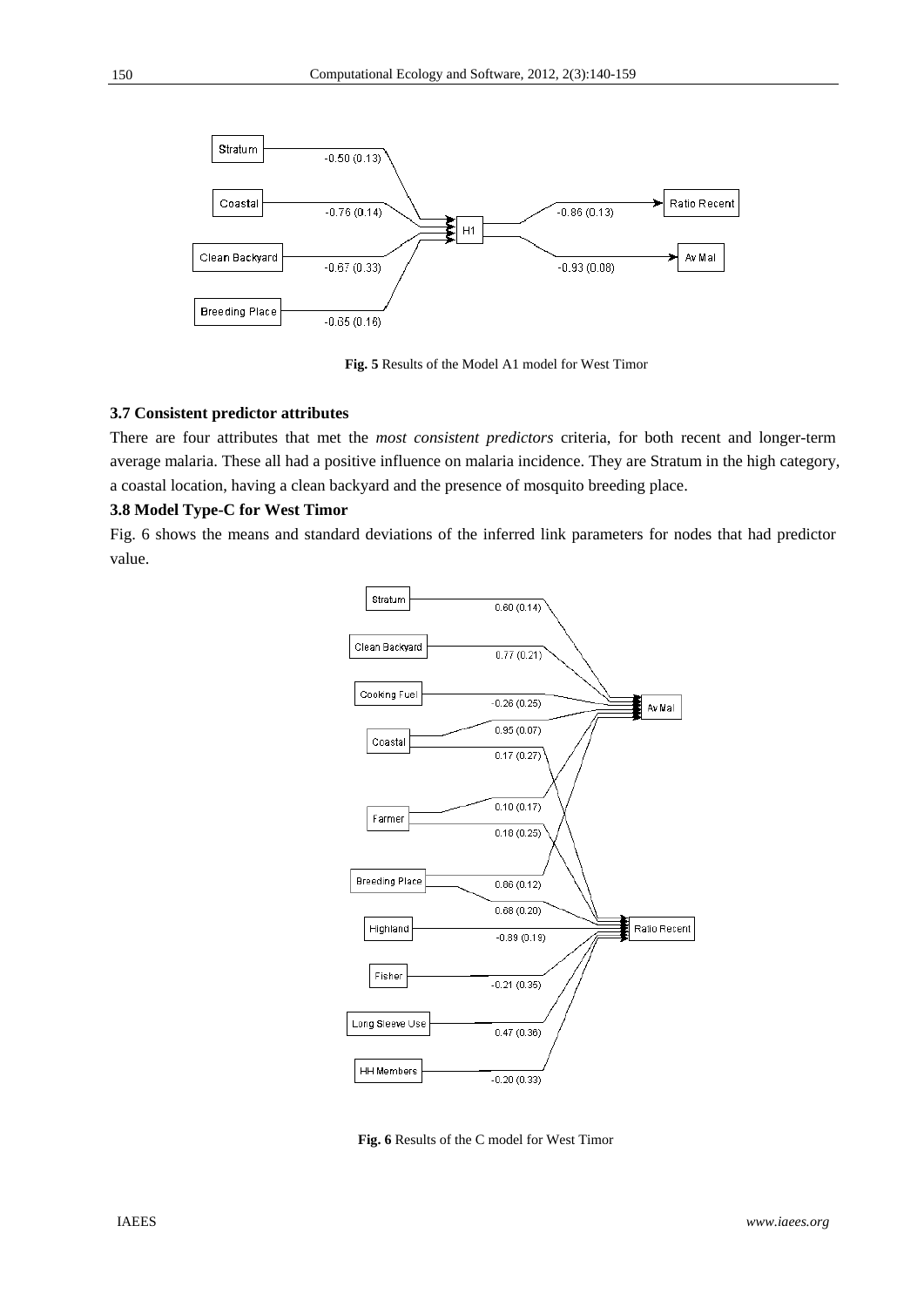Fig. 5 Results of the Model A1 model for West Timor

### 3.7 Consistent predictor attributes

There are four attributes that met the *most consistent predictors* criteria, for both recent and longer-term average malaria. These all had a positive influence on malaria incidence. They are Stratum in the high category, a coastal location, having a clean backyard and the presence of mosquito breeding place.

### 3.8 Model Type-C for West Timor

Fig. 6 shows the means and standard deviations of the inferred link parameters for nodes that had predictor value.

**Fig. 6** Results of the C model for West Timor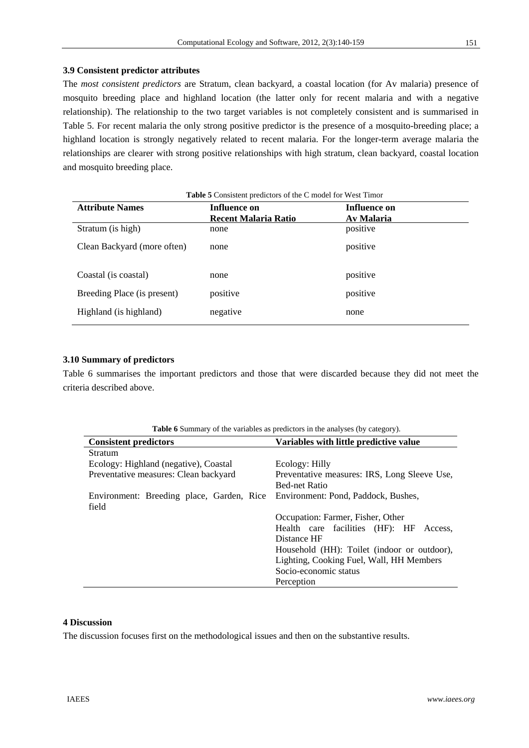### 3.9 Consistent predictor attributes

The *most consistent predictors* are Stratum, clean backyard, a coastal location (for Av malaria) presence of mosquito breeding place and highland location (the latter only for recent malaria and with a negative relationship). The relationship to the two target variables is not completely consistent and is summarised in Table 5. For recent malaria the only strong positive predictor is the presence of a mosquito-breeding place; a highland location is strongly negatively related to recent malaria. For the longer-term average malaria the relationships are clearer with strong positive relationships with high stratum, clean backyard, coastal location and mosquito breeding place.

**Table 5** Consistent predictors of the C model for West Timor

| Attribute Names | Influence on Recent Malaria Ratio | Influence on Av Malaria |
|---|---|---|
| Stratum (is high) | none | positive |
| Clean Backyard (more often) | none | positive |
| Coastal (is coastal) | none | positive |
| Breeding Place (is present) | positive | positive |
| Highland (is highland) | negative | none |

### 3.10 Summary of predictors

Table 6 summarises the important predictors and those that were discarded because they did not meet the criteria described above.

**Table 6** Summary of the variables as predictors in the analyses (by category).

| Consistent predictors | Variables with little predictive value |
|---|---|
| Stratum | |
| Ecology: Highland (negative), Coastal | Ecology: Hilly |
| Preventative measures: Clean backyard | Preventative measures: IRS, Long Sleeve Use, Bed-net Ratio |
| Environment: Breeding place, Garden, Rice field | Environment: Pond, Paddock, Bushes, |
| | Occupation: Farmer, Fisher, Other |
| | Health care facilities (HF): HF Access, Distance HF |
| | Household (HH): Toilet (indoor or outdoor), Lighting, Cooking Fuel, Wall, HH Members |
| | Socio-economic status |
| | Perception |

## 4 Discussion

The discussion focuses first on the methodological issues and then on the substantive results.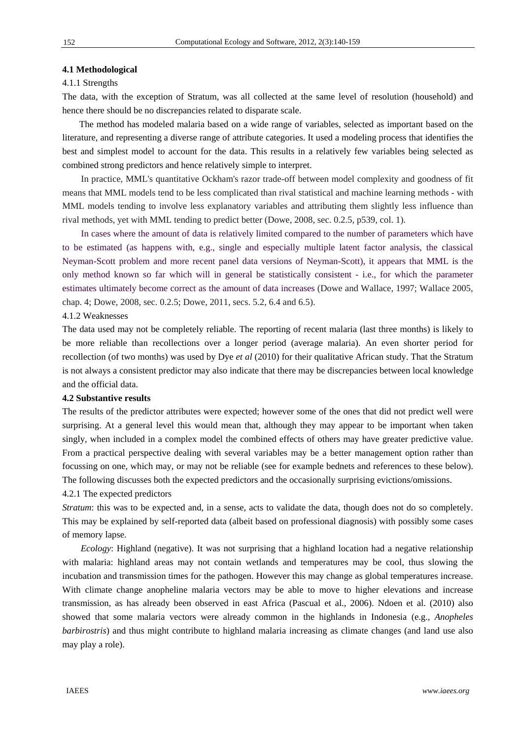### 4.1 Methodological

#### 4.1.1 Strengths

The data, with the exception of Stratum, was all collected at the same level of resolution (household) and hence there should be no discrepancies related to disparate scale.

The method has modeled malaria based on a wide range of variables, selected as important based on the literature, and representing a diverse range of attribute categories. It used a modeling process that identifies the best and simplest model to account for the data. This results in a relatively few variables being selected as combined strong predictors and hence relatively simple to interpret.

In practice, MML's quantitative Ockham's razor trade-off between model complexity and goodness of fit means that MML models tend to be less complicated than rival statistical and machine learning methods - with MML models tending to involve less explanatory variables and attributing them slightly less influence than rival methods, yet with MML tending to predict better (Dowe, 2008, sec. 0.2.5, p539, col. 1).

In cases where the amount of data is relatively limited compared to the number of parameters which have to be estimated (as happens with, e.g., single and especially multiple latent factor analysis, the classical Neyman-Scott problem and more recent panel data versions of Neyman-Scott), it appears that MML is the only method known so far which will in general be statistically consistent - i.e., for which the parameter estimates ultimately become correct as the amount of data increases (Dowe and Wallace, 1997; Wallace 2005, chap. 4; Dowe, 2008, sec. 0.2.5; Dowe, 2011, secs. 5.2, 6.4 and 6.5).

#### 4.1.2 Weaknesses

The data used may not be completely reliable. The reporting of recent malaria (last three months) is likely to be more reliable than recollections over a longer period (average malaria). An even shorter period for recollection (of two months) was used by Dye *et al* (2010) for their qualitative African study. That the Stratum is not always a consistent predictor may also indicate that there may be discrepancies between local knowledge and the official data.

### 4.2 Substantive results

The results of the predictor attributes were expected; however some of the ones that did not predict well were surprising. At a general level this would mean that, although they may appear to be important when taken singly, when included in a complex model the combined effects of others may have greater predictive value. From a practical perspective dealing with several variables may be a better management option rather than focussing on one, which may, or may not be reliable (see for example bednets and references to these below). The following discusses both the expected predictors and the occasionally surprising evictions/omissions.

#### 4.2.1 The expected predictors

*Stratum*: this was to be expected and, in a sense, acts to validate the data, though does not do so completely. This may be explained by self-reported data (albeit based on professional diagnosis) with possibly some cases of memory lapse.

*Ecology*: Highland (negative). It was not surprising that a highland location had a negative relationship with malaria: highland areas may not contain wetlands and temperatures may be cool, thus slowing the incubation and transmission times for the pathogen. However this may change as global temperatures increase. With climate change anopheline malaria vectors may be able to move to higher elevations and increase transmission, as has already been observed in east Africa (Pascual et al., 2006). Ndoen et al. (2010) also showed that some malaria vectors were already common in the highlands in Indonesia (e.g., *Anopheles barbirostris*) and thus might contribute to highland malaria increasing as climate changes (and land use also may play a role).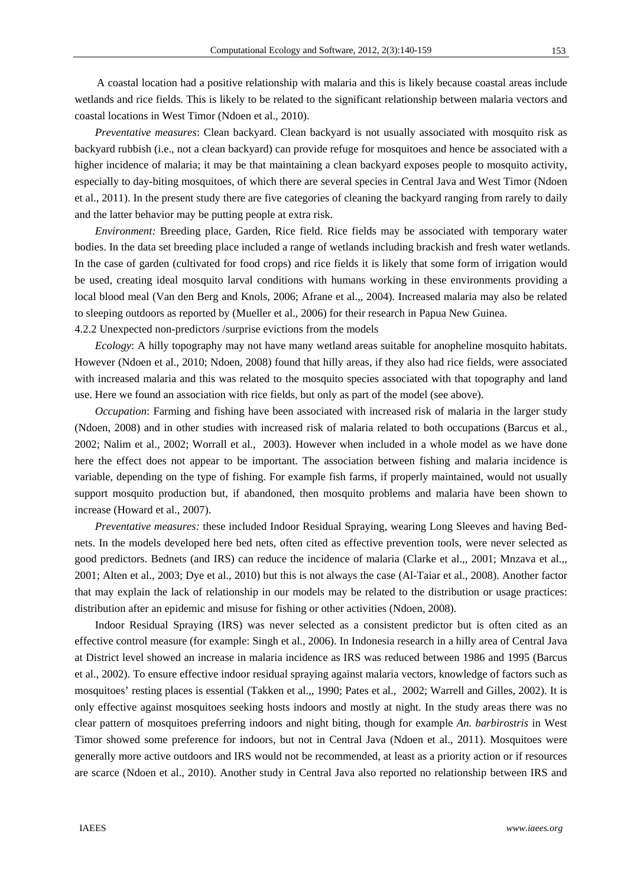A coastal location had a positive relationship with malaria and this is likely because coastal areas include wetlands and rice fields. This is likely to be related to the significant relationship between malaria vectors and coastal locations in West Timor (Ndoen et al., 2010).

*Preventative measures*: Clean backyard. Clean backyard is not usually associated with mosquito risk as backyard rubbish (i.e., not a clean backyard) can provide refuge for mosquitoes and hence be associated with a higher incidence of malaria; it may be that maintaining a clean backyard exposes people to mosquito activity, especially to day-biting mosquitoes, of which there are several species in Central Java and West Timor (Ndoen et al., 2011). In the present study there are five categories of cleaning the backyard ranging from rarely to daily and the latter behavior may be putting people at extra risk.

*Environment:* Breeding place, Garden, Rice field. Rice fields may be associated with temporary water bodies. In the data set breeding place included a range of wetlands including brackish and fresh water wetlands. In the case of garden (cultivated for food crops) and rice fields it is likely that some form of irrigation would be used, creating ideal mosquito larval conditions with humans working in these environments providing a local blood meal (Van den Berg and Knols, 2006; Afrane et al.,, 2004). Increased malaria may also be related to sleeping outdoors as reported by (Mueller et al., 2006) for their research in Papua New Guinea.

4.2.2 Unexpected non-predictors /surprise evictions from the models

*Ecology*: A hilly topography may not have many wetland areas suitable for anopheline mosquito habitats. However (Ndoen et al., 2010; Ndoen, 2008) found that hilly areas, if they also had rice fields, were associated with increased malaria and this was related to the mosquito species associated with that topography and land use. Here we found an association with rice fields, but only as part of the model (see above).

*Occupation*: Farming and fishing have been associated with increased risk of malaria in the larger study (Ndoen, 2008) and in other studies with increased risk of malaria related to both occupations (Barcus et al., 2002; Nalim et al., 2002; Worrall et al., 2003). However when included in a whole model as we have done here the effect does not appear to be important. The association between fishing and malaria incidence is variable, depending on the type of fishing. For example fish farms, if properly maintained, would not usually support mosquito production but, if abandoned, then mosquito problems and malaria have been shown to increase (Howard et al., 2007).

*Preventative measures:* these included Indoor Residual Spraying, wearing Long Sleeves and having Bed-nets. In the models developed here bed nets, often cited as effective prevention tools, were never selected as good predictors. Bednets (and IRS) can reduce the incidence of malaria (Clarke et al.,, 2001; Mnzava et al.,, 2001; Alten et al., 2003; Dye et al., 2010) but this is not always the case (Al-Taiar et al., 2008). Another factor that may explain the lack of relationship in our models may be related to the distribution or usage practices: distribution after an epidemic and misuse for fishing or other activities (Ndoen, 2008).

Indoor Residual Spraying (IRS) was never selected as a consistent predictor but is often cited as an effective control measure (for example: Singh et al., 2006). In Indonesia research in a hilly area of Central Java at District level showed an increase in malaria incidence as IRS was reduced between 1986 and 1995 (Barcus et al., 2002). To ensure effective indoor residual spraying against malaria vectors, knowledge of factors such as mosquitoes' resting places is essential (Takken et al.,, 1990; Pates et al., 2002; Warrell and Gilles, 2002). It is only effective against mosquitoes seeking hosts indoors and mostly at night. In the study areas there was no clear pattern of mosquitoes preferring indoors and night biting, though for example *An. barbirostris* in West Timor showed some preference for indoors, but not in Central Java (Ndoen et al., 2011). Mosquitoes were generally more active outdoors and IRS would not be recommended, at least as a priority action or if resources are scarce (Ndoen et al., 2010). Another study in Central Java also reported no relationship between IRS and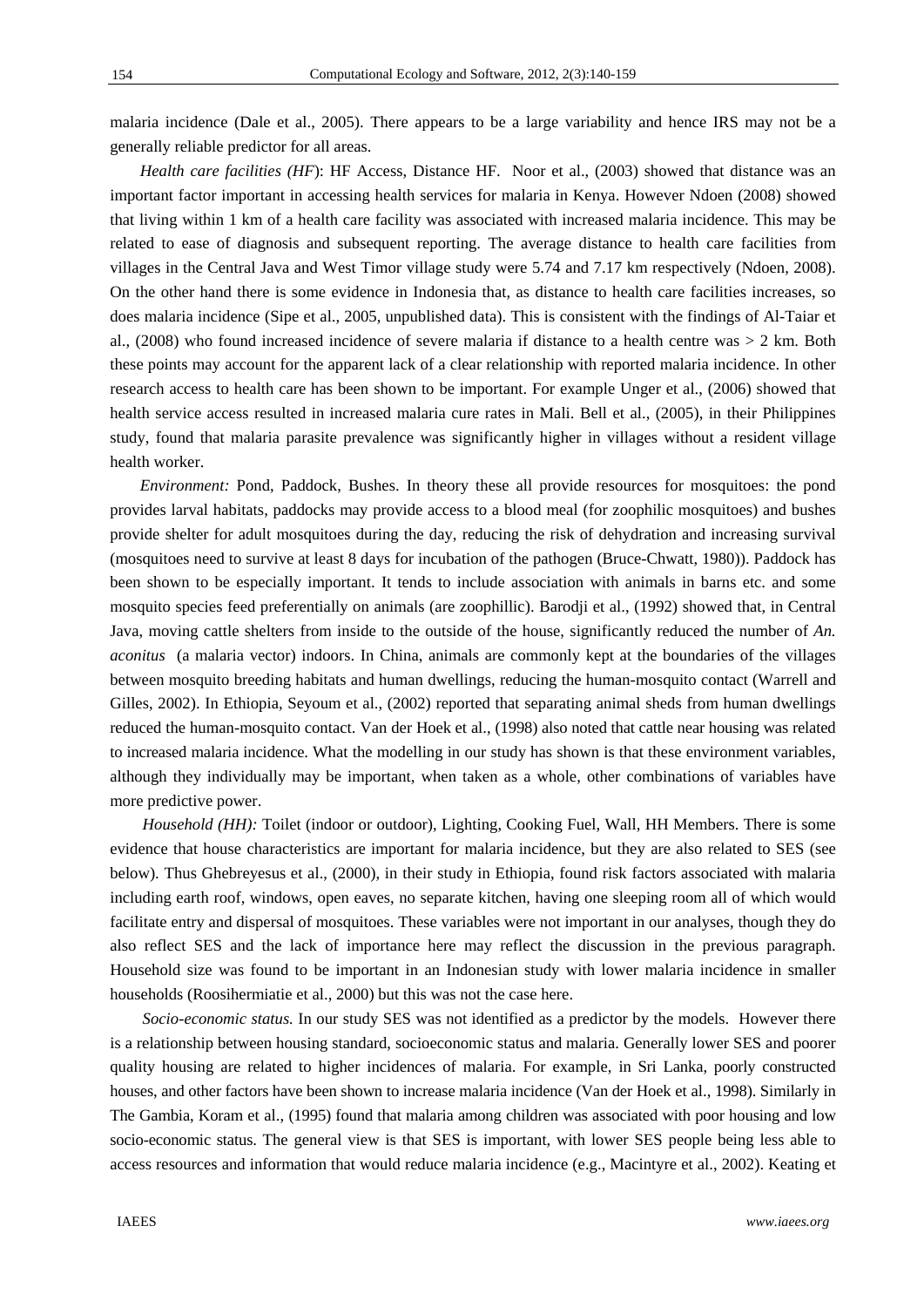malaria incidence (Dale et al., 2005). There appears to be a large variability and hence IRS may not be a generally reliable predictor for all areas.

*Health care facilities (HF)*: HF Access, Distance HF. Noor et al., (2003) showed that distance was an important factor important in accessing health services for malaria in Kenya. However Ndoen (2008) showed that living within 1 km of a health care facility was associated with increased malaria incidence. This may be related to ease of diagnosis and subsequent reporting. The average distance to health care facilities from villages in the Central Java and West Timor village study were 5.74 and 7.17 km respectively (Ndoen, 2008). On the other hand there is some evidence in Indonesia that, as distance to health care facilities increases, so does malaria incidence (Sipe et al., 2005, unpublished data). This is consistent with the findings of Al-Taiar et al., (2008) who found increased incidence of severe malaria if distance to a health centre was > 2 km. Both these points may account for the apparent lack of a clear relationship with reported malaria incidence. In other research access to health care has been shown to be important. For example Unger et al., (2006) showed that health service access resulted in increased malaria cure rates in Mali. Bell et al., (2005), in their Philippines study, found that malaria parasite prevalence was significantly higher in villages without a resident village health worker.

*Environment:* Pond, Paddock, Bushes. In theory these all provide resources for mosquitoes: the pond provides larval habitats, paddocks may provide access to a blood meal (for zoophilic mosquitoes) and bushes provide shelter for adult mosquitoes during the day, reducing the risk of dehydration and increasing survival (mosquitoes need to survive at least 8 days for incubation of the pathogen (Bruce-Chwatt, 1980)). Paddock has been shown to be especially important. It tends to include association with animals in barns etc. and some mosquito species feed preferentially on animals (are zoophillic). Barodji et al., (1992) showed that, in Central Java, moving cattle shelters from inside to the outside of the house, significantly reduced the number of *An. aconitus* (a malaria vector) indoors. In China, animals are commonly kept at the boundaries of the villages between mosquito breeding habitats and human dwellings, reducing the human-mosquito contact (Warrell and Gilles, 2002). In Ethiopia, Seyoum et al., (2002) reported that separating animal sheds from human dwellings reduced the human-mosquito contact. Van der Hoek et al., (1998) also noted that cattle near housing was related to increased malaria incidence. What the modelling in our study has shown is that these environment variables, although they individually may be important, when taken as a whole, other combinations of variables have more predictive power.

*Household (HH):* Toilet (indoor or outdoor), Lighting, Cooking Fuel, Wall, HH Members. There is some evidence that house characteristics are important for malaria incidence, but they are also related to SES (see below). Thus Ghebreyesus et al., (2000), in their study in Ethiopia, found risk factors associated with malaria including earth roof, windows, open eaves, no separate kitchen, having one sleeping room all of which would facilitate entry and dispersal of mosquitoes. These variables were not important in our analyses, though they do also reflect SES and the lack of importance here may reflect the discussion in the previous paragraph. Household size was found to be important in an Indonesian study with lower malaria incidence in smaller households (Roosihermiatie et al., 2000) but this was not the case here.

*Socio-economic status.* In our study SES was not identified as a predictor by the models. However there is a relationship between housing standard, socioeconomic status and malaria. Generally lower SES and poorer quality housing are related to higher incidences of malaria. For example, in Sri Lanka, poorly constructed houses, and other factors have been shown to increase malaria incidence (Van der Hoek et al., 1998). Similarly in The Gambia, Koram et al., (1995) found that malaria among children was associated with poor housing and low socio-economic status. The general view is that SES is important, with lower SES people being less able to access resources and information that would reduce malaria incidence (e.g., Macintyre et al., 2002). Keating et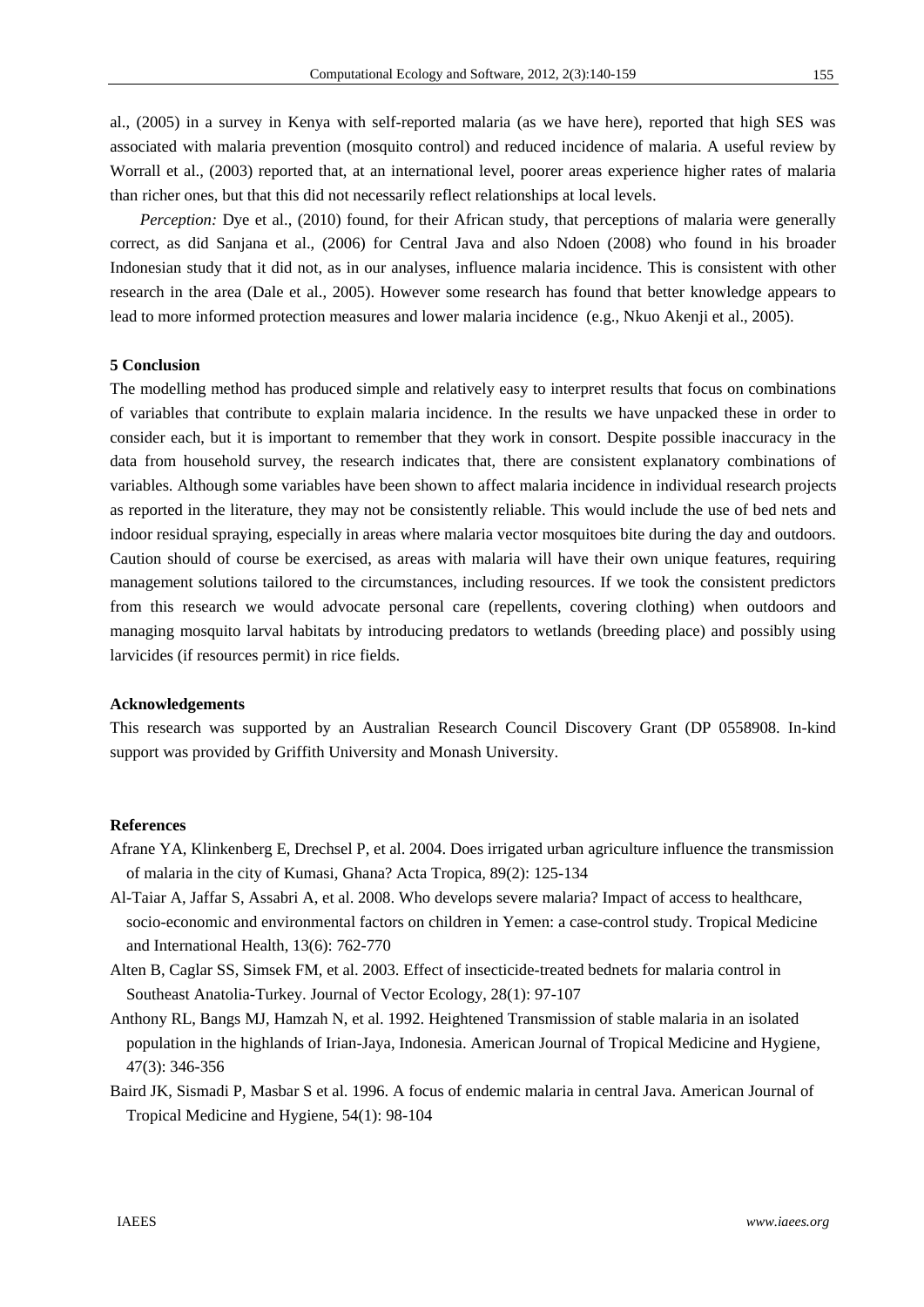al., (2005) in a survey in Kenya with self-reported malaria (as we have here), reported that high SES was associated with malaria prevention (mosquito control) and reduced incidence of malaria. A useful review by Worrall et al., (2003) reported that, at an international level, poorer areas experience higher rates of malaria than richer ones, but that this did not necessarily reflect relationships at local levels.

*Perception:* Dye et al., (2010) found, for their African study, that perceptions of malaria were generally correct, as did Sanjana et al., (2006) for Central Java and also Ndoen (2008) who found in his broader Indonesian study that it did not, as in our analyses, influence malaria incidence. This is consistent with other research in the area (Dale et al., 2005). However some research has found that better knowledge appears to lead to more informed protection measures and lower malaria incidence (e.g., Nkuo Akenji et al., 2005).

## 5 Conclusion

The modelling method has produced simple and relatively easy to interpret results that focus on combinations of variables that contribute to explain malaria incidence. In the results we have unpacked these in order to consider each, but it is important to remember that they work in consort. Despite possible inaccuracy in the data from household survey, the research indicates that, there are consistent explanatory combinations of variables. Although some variables have been shown to affect malaria incidence in individual research projects as reported in the literature, they may not be consistently reliable. This would include the use of bed nets and indoor residual spraying, especially in areas where malaria vector mosquitoes bite during the day and outdoors. Caution should of course be exercised, as areas with malaria will have their own unique features, requiring management solutions tailored to the circumstances, including resources. If we took the consistent predictors from this research we would advocate personal care (repellents, covering clothing) when outdoors and managing mosquito larval habitats by introducing predators to wetlands (breeding place) and possibly using larvicides (if resources permit) in rice fields.

## Acknowledgements

This research was supported by an Australian Research Council Discovery Grant (DP 0558908. In-kind support was provided by Griffith University and Monash University.

## References

Afrane YA, Klinkenberg E, Drechsel P, et al. 2004. Does irrigated urban agriculture influence the transmission of malaria in the city of Kumasi, Ghana? Acta Tropica, 89(2): 125-134

Al-Taiar A, Jaffar S, Assabri A, et al. 2008. Who develops severe malaria? Impact of access to healthcare, socio-economic and environmental factors on children in Yemen: a case-control study. Tropical Medicine and International Health, 13(6): 762-770

Alten B, Caglar SS, Simsek FM, et al. 2003. Effect of insecticide-treated bednets for malaria control in Southeast Anatolia-Turkey. Journal of Vector Ecology, 28(1): 97-107

Anthony RL, Bangs MJ, Hamzah N, et al. 1992. Heightened Transmission of stable malaria in an isolated population in the highlands of Irian-Jaya, Indonesia. American Journal of Tropical Medicine and Hygiene, 47(3): 346-356

Baird JK, Sismadi P, Masbar S et al. 1996. A focus of endemic malaria in central Java. American Journal of Tropical Medicine and Hygiene, 54(1): 98-104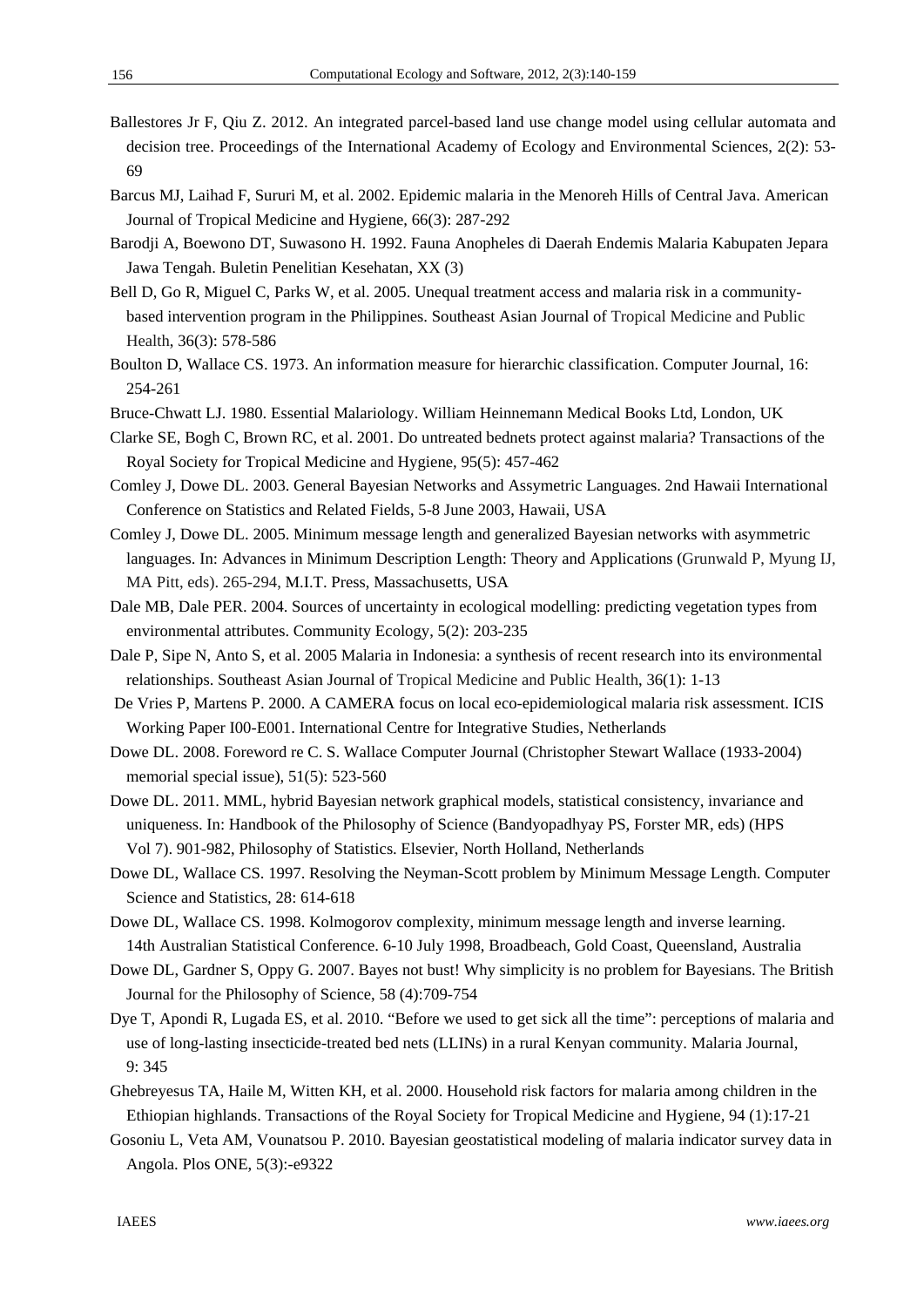Ballestores Jr F, Qiu Z. 2012. An integrated parcel-based land use change model using cellular automata and decision tree. Proceedings of the International Academy of Ecology and Environmental Sciences, 2(2): 53-69

Barcus MJ, Laihad F, Sururi M, et al. 2002. Epidemic malaria in the Menoreh Hills of Central Java. American Journal of Tropical Medicine and Hygiene, 66(3): 287-292

Barodji A, Boewono DT, Suwasono H. 1992. Fauna Anopheles di Daerah Endemis Malaria Kabupaten Jepara Jawa Tengah. Buletin Penelitian Kesehatan, XX (3)

Bell D, Go R, Miguel C, Parks W, et al. 2005. Unequal treatment access and malaria risk in a community-based intervention program in the Philippines. Southeast Asian Journal of Tropical Medicine and Public Health, 36(3): 578-586

Boulton D, Wallace CS. 1973. An information measure for hierarchic classification. Computer Journal, 16: 254-261

Bruce-Chwatt LJ. 1980. Essential Malariology. William Heinnemann Medical Books Ltd, London, UK

Clarke SE, Bogh C, Brown RC, et al. 2001. Do untreated bednets protect against malaria? Transactions of the Royal Society for Tropical Medicine and Hygiene, 95(5): 457-462

Comley J, Dowe DL. 2003. General Bayesian Networks and Assymetric Languages. 2nd Hawaii International Conference on Statistics and Related Fields, 5-8 June 2003, Hawaii, USA

Comley J, Dowe DL. 2005. Minimum message length and generalized Bayesian networks with asymmetric languages. In: Advances in Minimum Description Length: Theory and Applications (Grunwald P, Myung IJ, MA Pitt, eds). 265-294, M.I.T. Press, Massachusetts, USA

Dale MB, Dale PER. 2004. Sources of uncertainty in ecological modelling: predicting vegetation types from environmental attributes. Community Ecology, 5(2): 203-235

Dale P, Sipe N, Anto S, et al. 2005 Malaria in Indonesia: a synthesis of recent research into its environmental relationships. Southeast Asian Journal of Tropical Medicine and Public Health, 36(1): 1-13

De Vries P, Martens P. 2000. A CAMERA focus on local eco-epidemiological malaria risk assessment. ICIS Working Paper I00-E001. International Centre for Integrative Studies, Netherlands

Dowe DL. 2008. Foreword re C. S. Wallace Computer Journal (Christopher Stewart Wallace (1933-2004) memorial special issue), 51(5): 523-560

Dowe DL. 2011. MML, hybrid Bayesian network graphical models, statistical consistency, invariance and uniqueness. In: Handbook of the Philosophy of Science (Bandyopadhyay PS, Forster MR, eds) (HPS Vol 7). 901-982, Philosophy of Statistics. Elsevier, North Holland, Netherlands

Dowe DL, Wallace CS. 1997. Resolving the Neyman-Scott problem by Minimum Message Length. Computer Science and Statistics, 28: 614-618

Dowe DL, Wallace CS. 1998. Kolmogorov complexity, minimum message length and inverse learning. 14th Australian Statistical Conference. 6-10 July 1998, Broadbeach, Gold Coast, Queensland, Australia

Dowe DL, Gardner S, Oppy G. 2007. Bayes not bust! Why simplicity is no problem for Bayesians. The British Journal for the Philosophy of Science, 58 (4):709-754

Dye T, Apondi R, Lugada ES, et al. 2010. "Before we used to get sick all the time": perceptions of malaria and use of long-lasting insecticide-treated bed nets (LLINs) in a rural Kenyan community. Malaria Journal, 9: 345

Ghebreyesus TA, Haile M, Witten KH, et al. 2000. Household risk factors for malaria among children in the Ethiopian highlands. Transactions of the Royal Society for Tropical Medicine and Hygiene, 94 (1):17-21

Gosoniu L, Veta AM, Vounatsou P. 2010. Bayesian geostatistical modeling of malaria indicator survey data in Angola. Plos ONE, 5(3):-e9322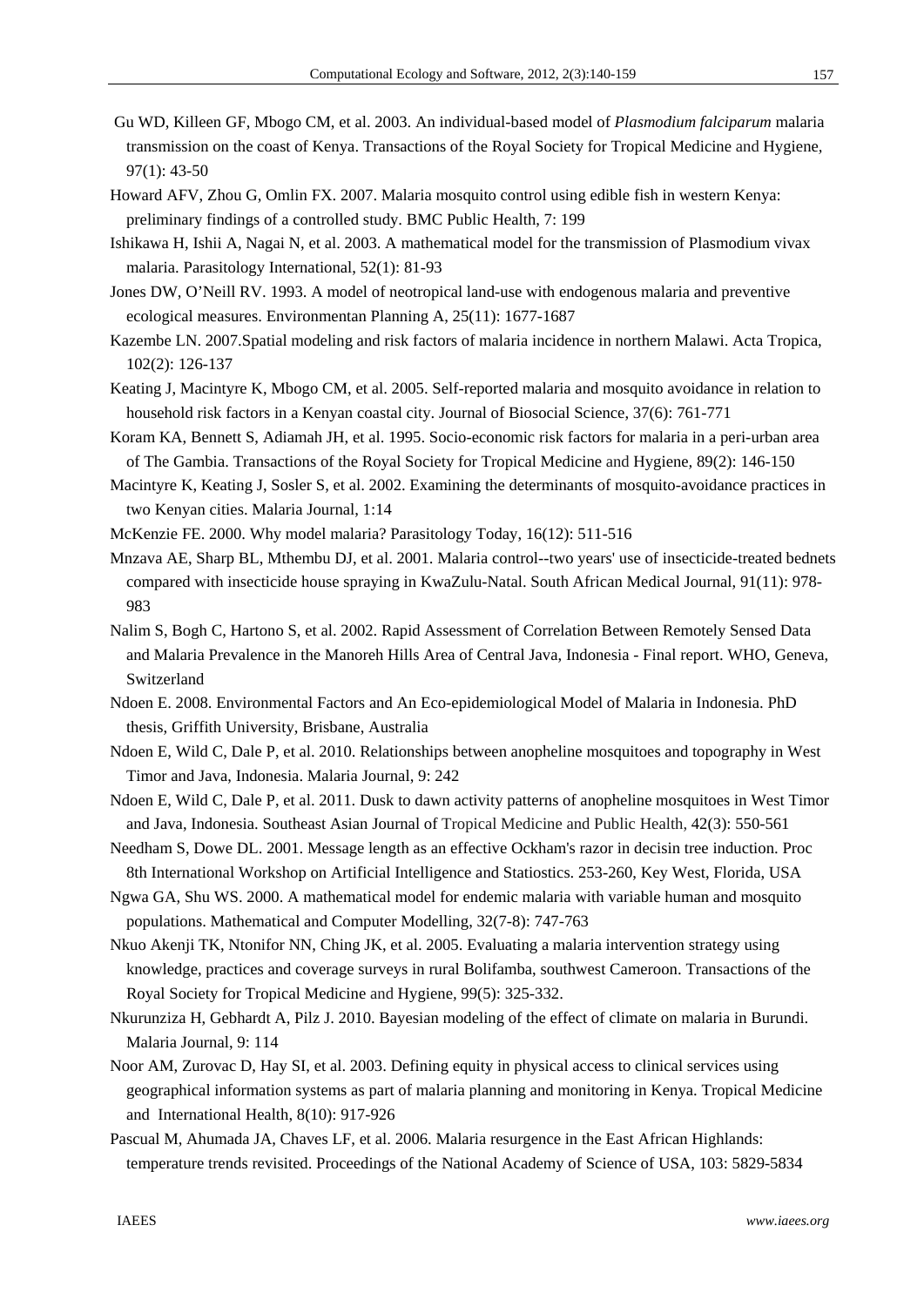Gu WD, Killeen GF, Mbogo CM, et al. 2003. An individual-based model of *Plasmodium falciparum* malaria transmission on the coast of Kenya. Transactions of the Royal Society for Tropical Medicine and Hygiene, 97(1): 43-50

Howard AFV, Zhou G, Omlin FX. 2007. Malaria mosquito control using edible fish in western Kenya: preliminary findings of a controlled study. BMC Public Health, 7: 199

Ishikawa H, Ishii A, Nagai N, et al. 2003. A mathematical model for the transmission of Plasmodium vivax malaria. Parasitology International, 52(1): 81-93

Jones DW, O'Neill RV. 1993. A model of neotropical land-use with endogenous malaria and preventive ecological measures. Environmentan Planning A, 25(11): 1677-1687

Kazembe LN. 2007.Spatial modeling and risk factors of malaria incidence in northern Malawi. Acta Tropica, 102(2): 126-137

Keating J, Macintyre K, Mbogo CM, et al. 2005. Self-reported malaria and mosquito avoidance in relation to household risk factors in a Kenyan coastal city. Journal of Biosocial Science, 37(6): 761-771

Koram KA, Bennett S, Adiamah JH, et al. 1995. Socio-economic risk factors for malaria in a peri-urban area of The Gambia. Transactions of the Royal Society for Tropical Medicine and Hygiene, 89(2): 146-150

Macintyre K, Keating J, Sosler S, et al. 2002. Examining the determinants of mosquito-avoidance practices in two Kenyan cities. Malaria Journal, 1:14

McKenzie FE. 2000. Why model malaria? Parasitology Today, 16(12): 511-516

Mnzava AE, Sharp BL, Mthembu DJ, et al. 2001. Malaria control--two years' use of insecticide-treated bednets compared with insecticide house spraying in KwaZulu-Natal. South African Medical Journal, 91(11): 978-983

Nalim S, Bogh C, Hartono S, et al. 2002. Rapid Assessment of Correlation Between Remotely Sensed Data and Malaria Prevalence in the Manoreh Hills Area of Central Java, Indonesia - Final report. WHO, Geneva, Switzerland

Ndoen E. 2008. Environmental Factors and An Eco-epidemiological Model of Malaria in Indonesia. PhD thesis, Griffith University, Brisbane, Australia

Ndoen E, Wild C, Dale P, et al. 2010. Relationships between anopheline mosquitoes and topography in West Timor and Java, Indonesia. Malaria Journal, 9: 242

Ndoen E, Wild C, Dale P, et al. 2011. Dusk to dawn activity patterns of anopheline mosquitoes in West Timor and Java, Indonesia. Southeast Asian Journal of Tropical Medicine and Public Health, 42(3): 550-561

Needham S, Dowe DL. 2001. Message length as an effective Ockham's razor in decisin tree induction. Proc 8th International Workshop on Artificial Intelligence and Statiostics. 253-260, Key West, Florida, USA

Ngwa GA, Shu WS. 2000. A mathematical model for endemic malaria with variable human and mosquito populations. Mathematical and Computer Modelling, 32(7-8): 747-763

Nkuo Akenji TK, Ntonifor NN, Ching JK, et al. 2005. Evaluating a malaria intervention strategy using knowledge, practices and coverage surveys in rural Bolifamba, southwest Cameroon. Transactions of the Royal Society for Tropical Medicine and Hygiene, 99(5): 325-332.

Nkurunziza H, Gebhardt A, Pilz J. 2010. Bayesian modeling of the effect of climate on malaria in Burundi. Malaria Journal, 9: 114

Noor AM, Zurovac D, Hay SI, et al. 2003. Defining equity in physical access to clinical services using geographical information systems as part of malaria planning and monitoring in Kenya. Tropical Medicine and International Health, 8(10): 917-926

Pascual M, Ahumada JA, Chaves LF, et al. 2006. Malaria resurgence in the East African Highlands: temperature trends revisited. Proceedings of the National Academy of Science of USA, 103: 5829-5834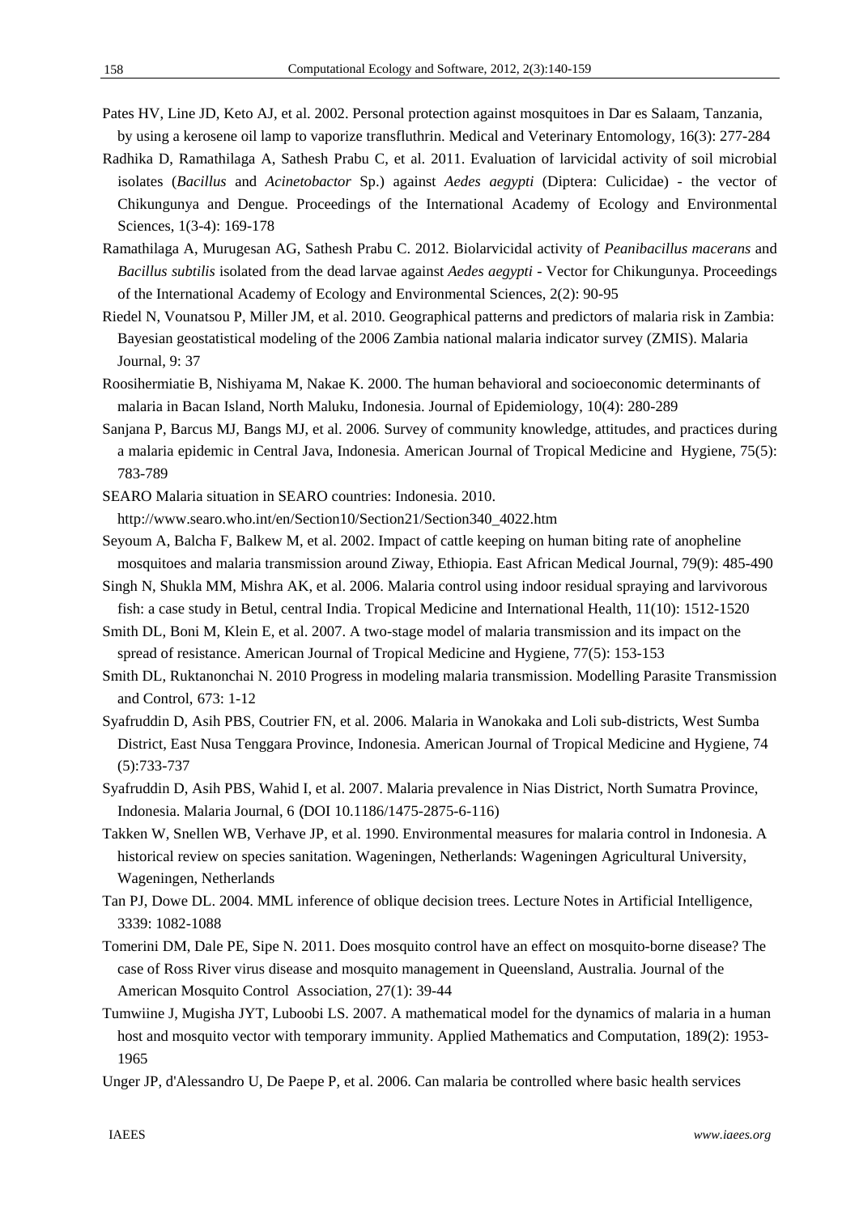Pates HV, Line JD, Keto AJ, et al. 2002. Personal protection against mosquitoes in Dar es Salaam, Tanzania, by using a kerosene oil lamp to vaporize transfluthrin. Medical and Veterinary Entomology, 16(3): 277-284

Radhika D, Ramathilaga A, Sathesh Prabu C, et al. 2011. Evaluation of larvicidal activity of soil microbial isolates (*Bacillus* and *Acinetobactor* Sp.) against *Aedes aegypti* (Diptera: Culicidae) - the vector of Chikungunya and Dengue. Proceedings of the International Academy of Ecology and Environmental Sciences, 1(3-4): 169-178

Ramathilaga A, Murugesan AG, Sathesh Prabu C. 2012. Biolarvicidal activity of *Peanibacillus macerans* and *Bacillus subtilis* isolated from the dead larvae against *Aedes aegypti* - Vector for Chikungunya. Proceedings of the International Academy of Ecology and Environmental Sciences, 2(2): 90-95

Riedel N, Vounatsou P, Miller JM, et al. 2010. Geographical patterns and predictors of malaria risk in Zambia: Bayesian geostatistical modeling of the 2006 Zambia national malaria indicator survey (ZMIS). Malaria Journal, 9: 37

Roosihermiatie B, Nishiyama M, Nakae K. 2000. The human behavioral and socioeconomic determinants of malaria in Bacan Island, North Maluku, Indonesia. Journal of Epidemiology, 10(4): 280-289

Sanjana P, Barcus MJ, Bangs MJ, et al. 2006. Survey of community knowledge, attitudes, and practices during a malaria epidemic in Central Java, Indonesia. American Journal of Tropical Medicine and Hygiene, 75(5): 783-789

SEARO Malaria situation in SEARO countries: Indonesia. 2010. http://www.searo.who.int/en/Section10/Section21/Section340_4022.htm

Seyoum A, Balcha F, Balkew M, et al. 2002. Impact of cattle keeping on human biting rate of anopheline mosquitoes and malaria transmission around Ziway, Ethiopia. East African Medical Journal, 79(9): 485-490

Singh N, Shukla MM, Mishra AK, et al. 2006. Malaria control using indoor residual spraying and larvivorous fish: a case study in Betul, central India. Tropical Medicine and International Health, 11(10): 1512-1520

Smith DL, Boni M, Klein E, et al. 2007. A two-stage model of malaria transmission and its impact on the spread of resistance. American Journal of Tropical Medicine and Hygiene, 77(5): 153-153

Smith DL, Ruktanonchai N. 2010 Progress in modeling malaria transmission. Modelling Parasite Transmission and Control, 673: 1-12

Syafruddin D, Asih PBS, Coutrier FN, et al. 2006. Malaria in Wanokaka and Loli sub-districts, West Sumba District, East Nusa Tenggara Province, Indonesia. American Journal of Tropical Medicine and Hygiene, 74 (5):733-737

Syafruddin D, Asih PBS, Wahid I, et al. 2007. Malaria prevalence in Nias District, North Sumatra Province, Indonesia. Malaria Journal, 6 (DOI 10.1186/1475-2875-6-116)

Takken W, Snellen WB, Verhave JP, et al. 1990. Environmental measures for malaria control in Indonesia. A historical review on species sanitation. Wageningen, Netherlands: Wageningen Agricultural University, Wageningen, Netherlands

Tan PJ, Dowe DL. 2004. MML inference of oblique decision trees. Lecture Notes in Artificial Intelligence, 3339: 1082-1088

Tomerini DM, Dale PE, Sipe N. 2011. Does mosquito control have an effect on mosquito-borne disease? The case of Ross River virus disease and mosquito management in Queensland, Australia. Journal of the American Mosquito Control Association, 27(1): 39-44

Tumwiine J, Mugisha JYT, Luboobi LS. 2007. A mathematical model for the dynamics of malaria in a human host and mosquito vector with temporary immunity. Applied Mathematics and Computation, 189(2): 1953-1965

Unger JP, d'Alessandro U, De Paepe P, et al. 2006. Can malaria be controlled where basic health services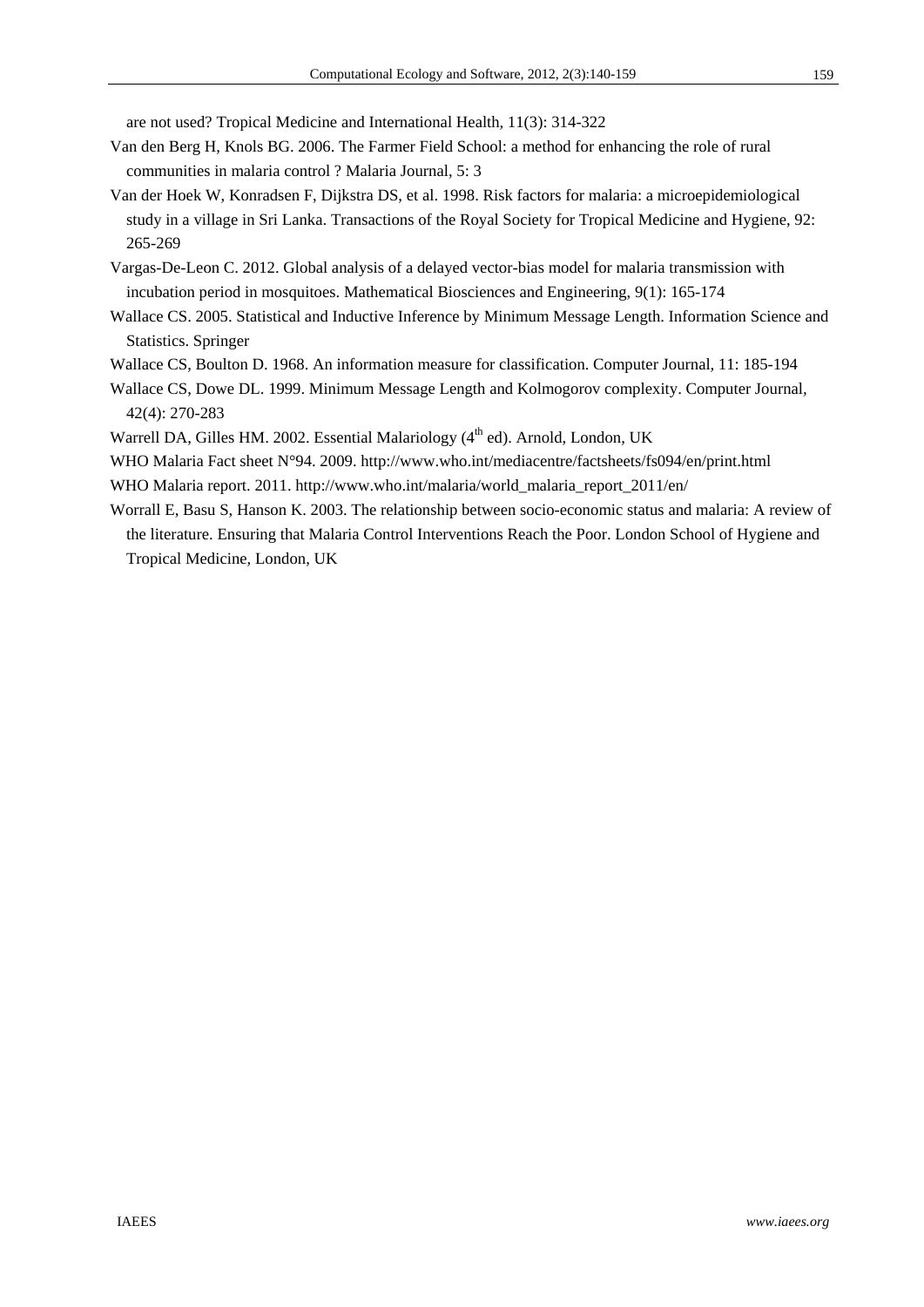are not used? Tropical Medicine and International Health, 11(3): 314-322

Van den Berg H, Knols BG. 2006. The Farmer Field School: a method for enhancing the role of rural communities in malaria control ? Malaria Journal, 5: 3

Van der Hoek W, Konradsen F, Dijkstra DS, et al. 1998. Risk factors for malaria: a microepidemiological study in a village in Sri Lanka. Transactions of the Royal Society for Tropical Medicine and Hygiene, 92: 265-269

Vargas-De-Leon C. 2012. Global analysis of a delayed vector-bias model for malaria transmission with incubation period in mosquitoes. Mathematical Biosciences and Engineering, 9(1): 165-174

Wallace CS. 2005. Statistical and Inductive Inference by Minimum Message Length. Information Science and Statistics. Springer

Wallace CS, Boulton D. 1968. An information measure for classification. Computer Journal, 11: 185-194

Wallace CS, Dowe DL. 1999. Minimum Message Length and Kolmogorov complexity. Computer Journal, 42(4): 270-283

Warrell DA, Gilles HM. 2002. Essential Malariology (4th ed). Arnold, London, UK

WHO Malaria Fact sheet N°94. 2009. http://www.who.int/mediacentre/factsheets/fs094/en/print.html

WHO Malaria report. 2011. http://www.who.int/malaria/world_malaria_report_2011/en/

Worrall E, Basu S, Hanson K. 2003. The relationship between socio-economic status and malaria: A review of the literature. Ensuring that Malaria Control Interventions Reach the Poor. London School of Hygiene and Tropical Medicine, London, UK